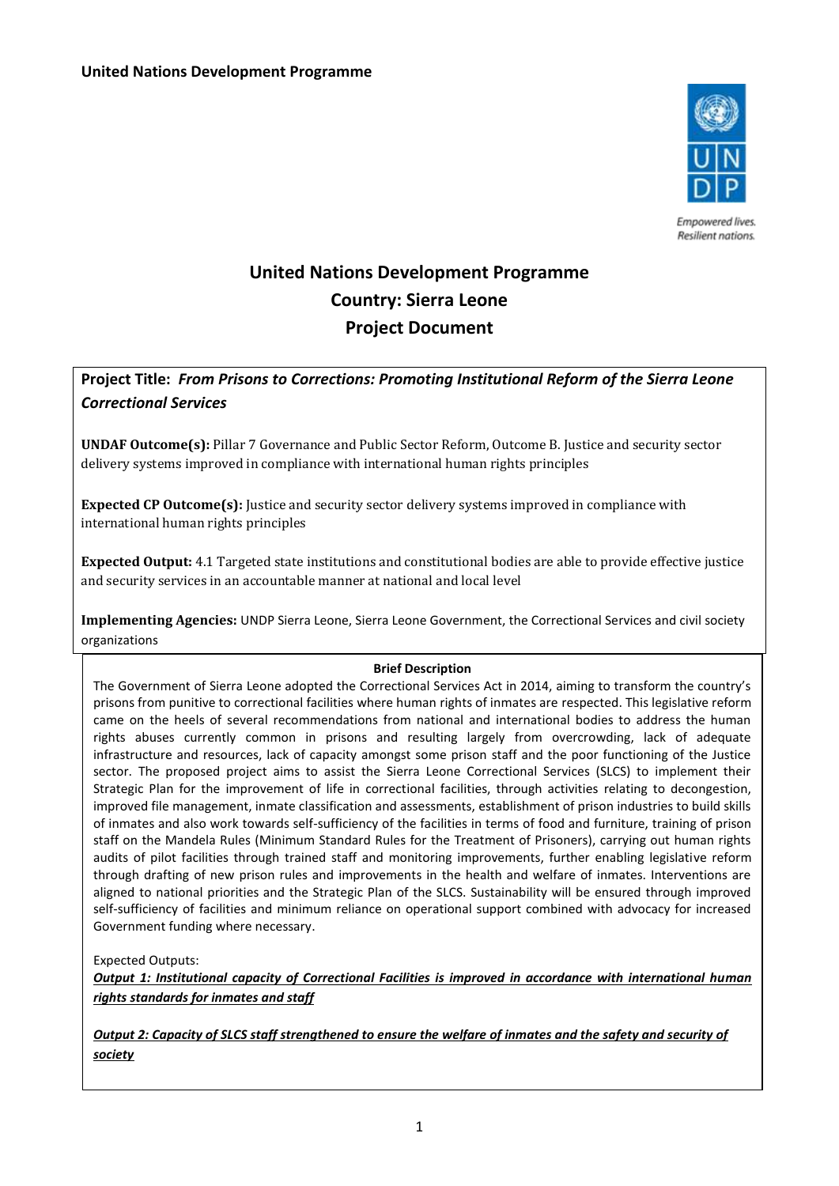**United Nations Development Programme**

Empowered lives.
Resilient nations.

# United Nations Development Programme
## Country: Sierra Leone
## Project Document

**Project Title:** ***From Prisons to Corrections: Promoting Institutional Reform of the Sierra Leone Correctional Services***

**UNDAF Outcome(s):** Pillar 7 Governance and Public Sector Reform, Outcome B. Justice and security sector delivery systems improved in compliance with international human rights principles

**Expected CP Outcome(s):** Justice and security sector delivery systems improved in compliance with international human rights principles

**Expected Output:** 4.1 Targeted state institutions and constitutional bodies are able to provide effective justice and security services in an accountable manner at national and local level

**Implementing Agencies:** UNDP Sierra Leone, Sierra Leone Government, the Correctional Services and civil society organizations

**Brief Description**

The Government of Sierra Leone adopted the Correctional Services Act in 2014, aiming to transform the country's prisons from punitive to correctional facilities where human rights of inmates are respected. This legislative reform came on the heels of several recommendations from national and international bodies to address the human rights abuses currently common in prisons and resulting largely from overcrowding, lack of adequate infrastructure and resources, lack of capacity amongst some prison staff and the poor functioning of the Justice sector. The proposed project aims to assist the Sierra Leone Correctional Services (SLCS) to implement their Strategic Plan for the improvement of life in correctional facilities, through activities relating to decongestion, improved file management, inmate classification and assessments, establishment of prison industries to build skills of inmates and also work towards self-sufficiency of the facilities in terms of food and furniture, training of prison staff on the Mandela Rules (Minimum Standard Rules for the Treatment of Prisoners), carrying out human rights audits of pilot facilities through trained staff and monitoring improvements, further enabling legislative reform through drafting of new prison rules and improvements in the health and welfare of inmates. Interventions are aligned to national priorities and the Strategic Plan of the SLCS. Sustainability will be ensured through improved self-sufficiency of facilities and minimum reliance on operational support combined with advocacy for increased Government funding where necessary.

Expected Outputs:

***Output 1: Institutional capacity of Correctional Facilities is improved in accordance with international human rights standards for inmates and staff***

***Output 2: Capacity of SLCS staff strengthened to ensure the welfare of inmates and the safety and security of society***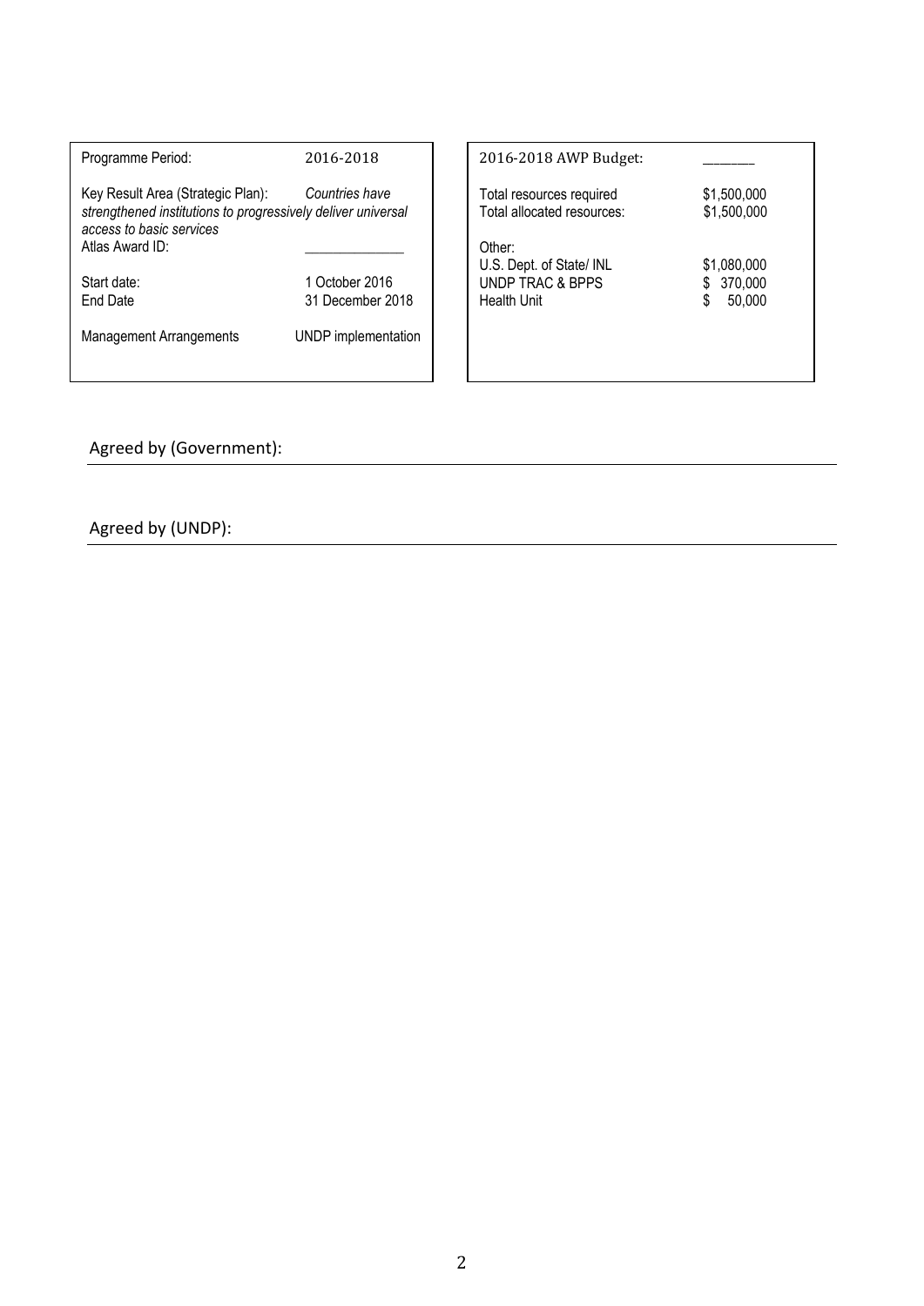| Programme Period: | 2016-2018 |
|---|---|
| Key Result Area (Strategic Plan): *Countries have strengthened institutions to progressively deliver universal access to basic services* | |
| Atlas Award ID: | _____________ |
| Start date: | 1 October 2016 |
| End Date | 31 December 2018 |
| Management Arrangements | UNDP implementation |

| 2016-2018 AWP Budget: | _______ |
|---|---|
| Total resources required | $1,500,000 |
| Total allocated resources: | $1,500,000 |
| Other: | |
| U.S. Dept. of State/ INL | $1,080,000 |
| UNDP TRAC & BPPS | $ 370,000 |
| Health Unit | $ 50,000 |

Agreed by (Government): ________________________________________________

Agreed by (UNDP): ________________________________________________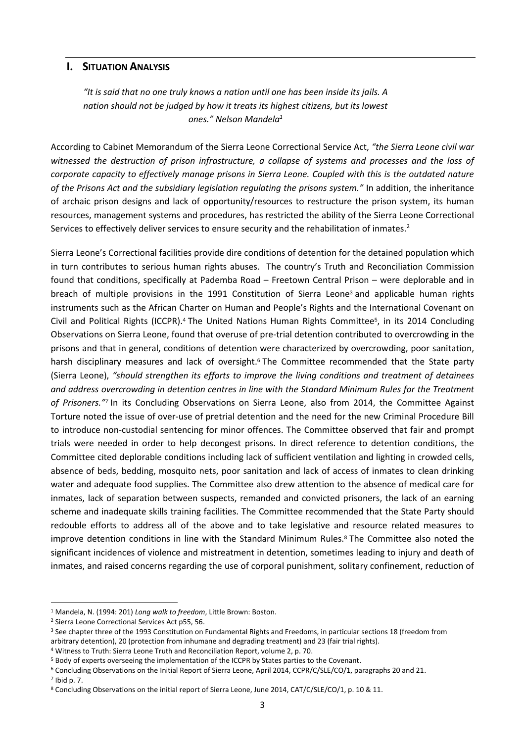## I. SITUATION ANALYSIS

*"It is said that no one truly knows a nation until one has been inside its jails. A nation should not be judged by how it treats its highest citizens, but its lowest ones." Nelson Mandela*[1]

According to Cabinet Memorandum of the Sierra Leone Correctional Service Act, *"the Sierra Leone civil war witnessed the destruction of prison infrastructure, a collapse of systems and processes and the loss of corporate capacity to effectively manage prisons in Sierra Leone. Coupled with this is the outdated nature of the Prisons Act and the subsidiary legislation regulating the prisons system."* In addition, the inheritance of archaic prison designs and lack of opportunity/resources to restructure the prison system, its human resources, management systems and procedures, has restricted the ability of the Sierra Leone Correctional Services to effectively deliver services to ensure security and the rehabilitation of inmates.[2]

Sierra Leone's Correctional facilities provide dire conditions of detention for the detained population which in turn contributes to serious human rights abuses. The country's Truth and Reconciliation Commission found that conditions, specifically at Pademba Road – Freetown Central Prison – were deplorable and in breach of multiple provisions in the 1991 Constitution of Sierra Leone[3] and applicable human rights instruments such as the African Charter on Human and People's Rights and the International Covenant on Civil and Political Rights (ICCPR).[4] The United Nations Human Rights Committee[5], in its 2014 Concluding Observations on Sierra Leone, found that overuse of pre-trial detention contributed to overcrowding in the prisons and that in general, conditions of detention were characterized by overcrowding, poor sanitation, harsh disciplinary measures and lack of oversight.[6] The Committee recommended that the State party (Sierra Leone), *"should strengthen its efforts to improve the living conditions and treatment of detainees and address overcrowding in detention centres in line with the Standard Minimum Rules for the Treatment of Prisoners."*[7] In its Concluding Observations on Sierra Leone, also from 2014, the Committee Against Torture noted the issue of over-use of pretrial detention and the need for the new Criminal Procedure Bill to introduce non-custodial sentencing for minor offences. The Committee observed that fair and prompt trials were needed in order to help decongest prisons. In direct reference to detention conditions, the Committee cited deplorable conditions including lack of sufficient ventilation and lighting in crowded cells, absence of beds, bedding, mosquito nets, poor sanitation and lack of access of inmates to clean drinking water and adequate food supplies. The Committee also drew attention to the absence of medical care for inmates, lack of separation between suspects, remanded and convicted prisoners, the lack of an earning scheme and inadequate skills training facilities. The Committee recommended that the State Party should redouble efforts to address all of the above and to take legislative and resource related measures to improve detention conditions in line with the Standard Minimum Rules.[8] The Committee also noted the significant incidences of violence and mistreatment in detention, sometimes leading to injury and death of inmates, and raised concerns regarding the use of corporal punishment, solitary confinement, reduction of

---

[1] Mandela, N. (1994: 201) *Long walk to freedom*, Little Brown: Boston.

[2] Sierra Leone Correctional Services Act p55, 56.

[3] See chapter three of the 1993 Constitution on Fundamental Rights and Freedoms, in particular sections 18 (freedom from arbitrary detention), 20 (protection from inhumane and degrading treatment) and 23 (fair trial rights).

[4] Witness to Truth: Sierra Leone Truth and Reconciliation Report, volume 2, p. 70.

[5] Body of experts overseeing the implementation of the ICCPR by States parties to the Covenant.

[6] Concluding Observations on the Initial Report of Sierra Leone, April 2014, CCPR/C/SLE/CO/1, paragraphs 20 and 21.

[7] Ibid p. 7.

[8] Concluding Observations on the initial report of Sierra Leone, June 2014, CAT/C/SLE/CO/1, p. 10 & 11.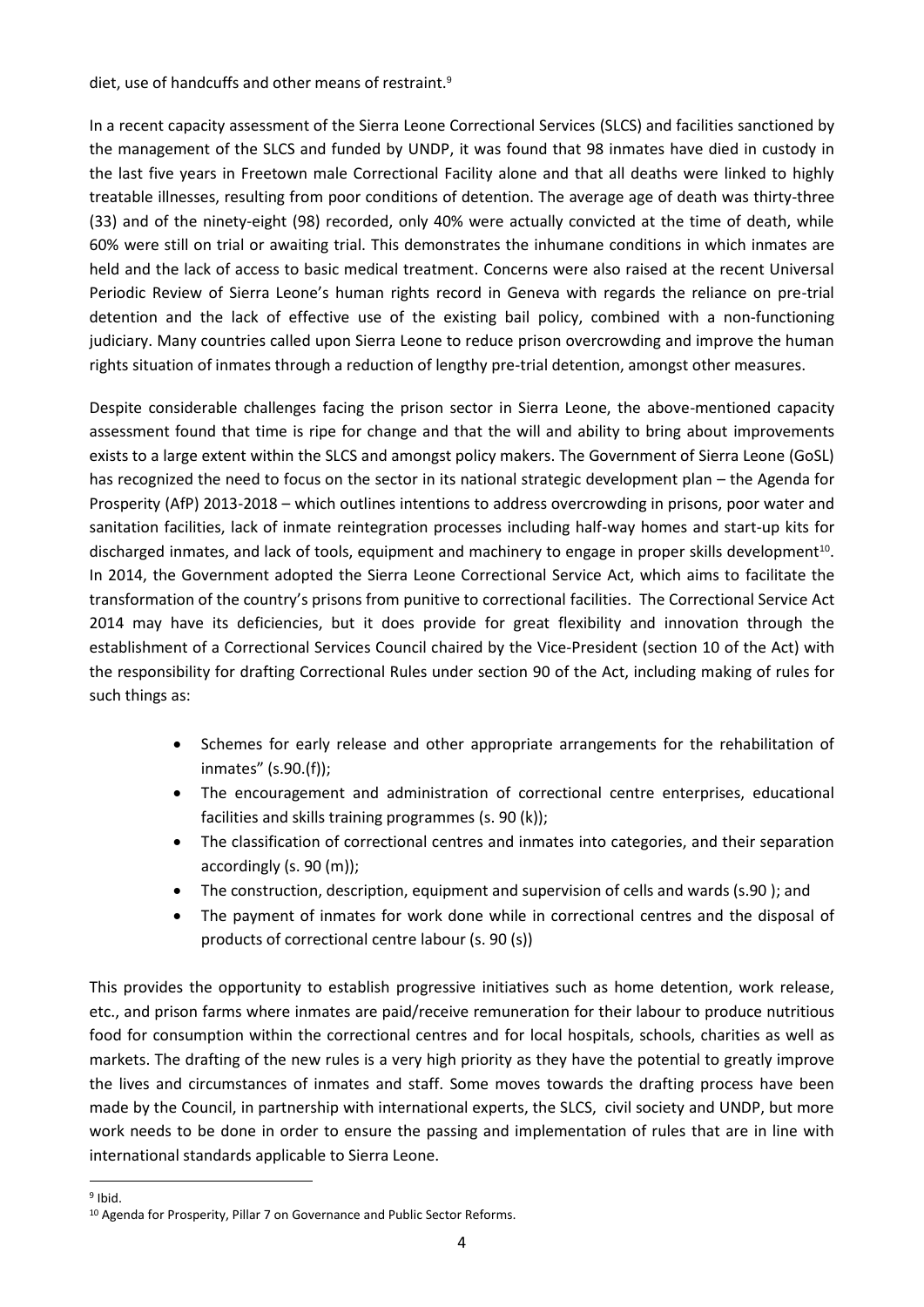diet, use of handcuffs and other means of restraint.[9]

In a recent capacity assessment of the Sierra Leone Correctional Services (SLCS) and facilities sanctioned by the management of the SLCS and funded by UNDP, it was found that 98 inmates have died in custody in the last five years in Freetown male Correctional Facility alone and that all deaths were linked to highly treatable illnesses, resulting from poor conditions of detention. The average age of death was thirty-three (33) and of the ninety-eight (98) recorded, only 40% were actually convicted at the time of death, while 60% were still on trial or awaiting trial. This demonstrates the inhumane conditions in which inmates are held and the lack of access to basic medical treatment. Concerns were also raised at the recent Universal Periodic Review of Sierra Leone's human rights record in Geneva with regards the reliance on pre-trial detention and the lack of effective use of the existing bail policy, combined with a non-functioning judiciary. Many countries called upon Sierra Leone to reduce prison overcrowding and improve the human rights situation of inmates through a reduction of lengthy pre-trial detention, amongst other measures.

Despite considerable challenges facing the prison sector in Sierra Leone, the above-mentioned capacity assessment found that time is ripe for change and that the will and ability to bring about improvements exists to a large extent within the SLCS and amongst policy makers. The Government of Sierra Leone (GoSL) has recognized the need to focus on the sector in its national strategic development plan – the Agenda for Prosperity (AfP) 2013-2018 – which outlines intentions to address overcrowding in prisons, poor water and sanitation facilities, lack of inmate reintegration processes including half-way homes and start-up kits for discharged inmates, and lack of tools, equipment and machinery to engage in proper skills development[10]. In 2014, the Government adopted the Sierra Leone Correctional Service Act, which aims to facilitate the transformation of the country's prisons from punitive to correctional facilities. The Correctional Service Act 2014 may have its deficiencies, but it does provide for great flexibility and innovation through the establishment of a Correctional Services Council chaired by the Vice-President (section 10 of the Act) with the responsibility for drafting Correctional Rules under section 90 of the Act, including making of rules for such things as:

- Schemes for early release and other appropriate arrangements for the rehabilitation of inmates" (s.90.(f));
- The encouragement and administration of correctional centre enterprises, educational facilities and skills training programmes (s. 90 (k));
- The classification of correctional centres and inmates into categories, and their separation accordingly (s. 90 (m));
- The construction, description, equipment and supervision of cells and wards (s.90 ); and
- The payment of inmates for work done while in correctional centres and the disposal of products of correctional centre labour (s. 90 (s))

This provides the opportunity to establish progressive initiatives such as home detention, work release, etc., and prison farms where inmates are paid/receive remuneration for their labour to produce nutritious food for consumption within the correctional centres and for local hospitals, schools, charities as well as markets. The drafting of the new rules is a very high priority as they have the potential to greatly improve the lives and circumstances of inmates and staff. Some moves towards the drafting process have been made by the Council, in partnership with international experts, the SLCS, civil society and UNDP, but more work needs to be done in order to ensure the passing and implementation of rules that are in line with international standards applicable to Sierra Leone.

[9] Ibid.

[10] Agenda for Prosperity, Pillar 7 on Governance and Public Sector Reforms.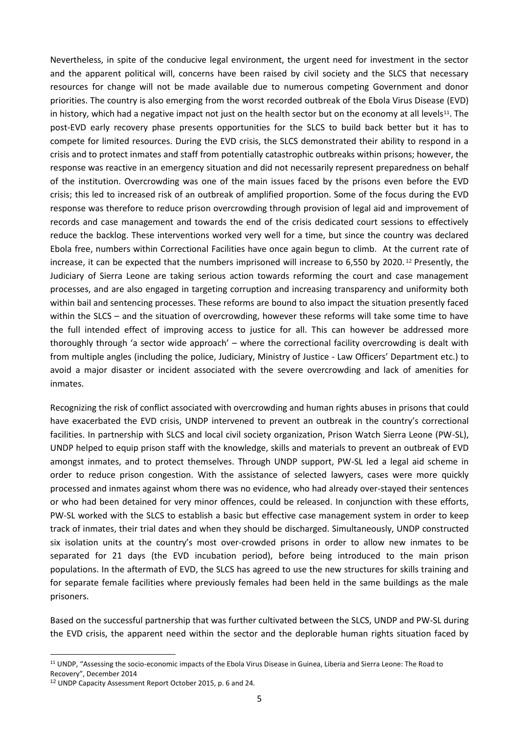Nevertheless, in spite of the conducive legal environment, the urgent need for investment in the sector and the apparent political will, concerns have been raised by civil society and the SLCS that necessary resources for change will not be made available due to numerous competing Government and donor priorities. The country is also emerging from the worst recorded outbreak of the Ebola Virus Disease (EVD) in history, which had a negative impact not just on the health sector but on the economy at all levels[11]. The post-EVD early recovery phase presents opportunities for the SLCS to build back better but it has to compete for limited resources. During the EVD crisis, the SLCS demonstrated their ability to respond in a crisis and to protect inmates and staff from potentially catastrophic outbreaks within prisons; however, the response was reactive in an emergency situation and did not necessarily represent preparedness on behalf of the institution. Overcrowding was one of the main issues faced by the prisons even before the EVD crisis; this led to increased risk of an outbreak of amplified proportion. Some of the focus during the EVD response was therefore to reduce prison overcrowding through provision of legal aid and improvement of records and case management and towards the end of the crisis dedicated court sessions to effectively reduce the backlog. These interventions worked very well for a time, but since the country was declared Ebola free, numbers within Correctional Facilities have once again begun to climb. At the current rate of increase, it can be expected that the numbers imprisoned will increase to 6,550 by 2020.[12] Presently, the Judiciary of Sierra Leone are taking serious action towards reforming the court and case management processes, and are also engaged in targeting corruption and increasing transparency and uniformity both within bail and sentencing processes. These reforms are bound to also impact the situation presently faced within the SLCS – and the situation of overcrowding, however these reforms will take some time to have the full intended effect of improving access to justice for all. This can however be addressed more thoroughly through 'a sector wide approach' – where the correctional facility overcrowding is dealt with from multiple angles (including the police, Judiciary, Ministry of Justice - Law Officers' Department etc.) to avoid a major disaster or incident associated with the severe overcrowding and lack of amenities for inmates.

Recognizing the risk of conflict associated with overcrowding and human rights abuses in prisons that could have exacerbated the EVD crisis, UNDP intervened to prevent an outbreak in the country's correctional facilities. In partnership with SLCS and local civil society organization, Prison Watch Sierra Leone (PW-SL), UNDP helped to equip prison staff with the knowledge, skills and materials to prevent an outbreak of EVD amongst inmates, and to protect themselves. Through UNDP support, PW-SL led a legal aid scheme in order to reduce prison congestion. With the assistance of selected lawyers, cases were more quickly processed and inmates against whom there was no evidence, who had already over-stayed their sentences or who had been detained for very minor offences, could be released. In conjunction with these efforts, PW-SL worked with the SLCS to establish a basic but effective case management system in order to keep track of inmates, their trial dates and when they should be discharged. Simultaneously, UNDP constructed six isolation units at the country's most over-crowded prisons in order to allow new inmates to be separated for 21 days (the EVD incubation period), before being introduced to the main prison populations. In the aftermath of EVD, the SLCS has agreed to use the new structures for skills training and for separate female facilities where previously females had been held in the same buildings as the male prisoners.

Based on the successful partnership that was further cultivated between the SLCS, UNDP and PW-SL during the EVD crisis, the apparent need within the sector and the deplorable human rights situation faced by

[11] UNDP, "Assessing the socio-economic impacts of the Ebola Virus Disease in Guinea, Liberia and Sierra Leone: The Road to Recovery", December 2014

[12] UNDP Capacity Assessment Report October 2015, p. 6 and 24.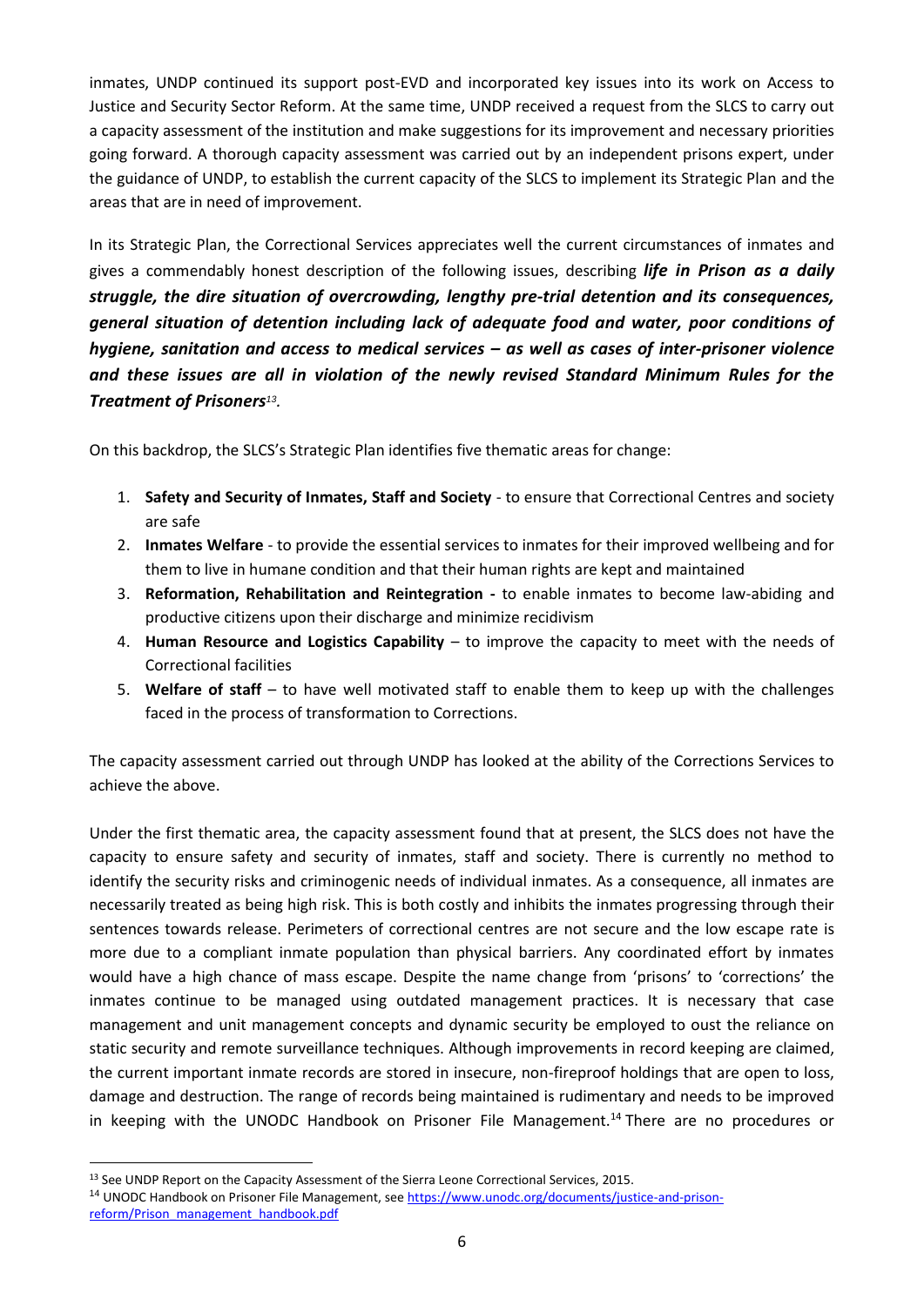inmates, UNDP continued its support post-EVD and incorporated key issues into its work on Access to Justice and Security Sector Reform. At the same time, UNDP received a request from the SLCS to carry out a capacity assessment of the institution and make suggestions for its improvement and necessary priorities going forward. A thorough capacity assessment was carried out by an independent prisons expert, under the guidance of UNDP, to establish the current capacity of the SLCS to implement its Strategic Plan and the areas that are in need of improvement.

In its Strategic Plan, the Correctional Services appreciates well the current circumstances of inmates and gives a commendably honest description of the following issues, describing ***life in Prison as a daily struggle, the dire situation of overcrowding, lengthy pre-trial detention and its consequences, general situation of detention including lack of adequate food and water, poor conditions of hygiene, sanitation and access to medical services – as well as cases of inter-prisoner violence and these issues are all in violation of the newly revised Standard Minimum Rules for the Treatment of Prisoners***[13].

On this backdrop, the SLCS's Strategic Plan identifies five thematic areas for change:

1. **Safety and Security of Inmates, Staff and Society** - to ensure that Correctional Centres and society are safe
2. **Inmates Welfare** - to provide the essential services to inmates for their improved wellbeing and for them to live in humane condition and that their human rights are kept and maintained
3. **Reformation, Rehabilitation and Reintegration -** to enable inmates to become law-abiding and productive citizens upon their discharge and minimize recidivism
4. **Human Resource and Logistics Capability** – to improve the capacity to meet with the needs of Correctional facilities
5. **Welfare of staff** – to have well motivated staff to enable them to keep up with the challenges faced in the process of transformation to Corrections.

The capacity assessment carried out through UNDP has looked at the ability of the Corrections Services to achieve the above.

Under the first thematic area, the capacity assessment found that at present, the SLCS does not have the capacity to ensure safety and security of inmates, staff and society. There is currently no method to identify the security risks and criminogenic needs of individual inmates. As a consequence, all inmates are necessarily treated as being high risk. This is both costly and inhibits the inmates progressing through their sentences towards release. Perimeters of correctional centres are not secure and the low escape rate is more due to a compliant inmate population than physical barriers. Any coordinated effort by inmates would have a high chance of mass escape. Despite the name change from 'prisons' to 'corrections' the inmates continue to be managed using outdated management practices. It is necessary that case management and unit management concepts and dynamic security be employed to oust the reliance on static security and remote surveillance techniques. Although improvements in record keeping are claimed, the current important inmate records are stored in insecure, non-fireproof holdings that are open to loss, damage and destruction. The range of records being maintained is rudimentary and needs to be improved in keeping with the UNODC Handbook on Prisoner File Management.[14] There are no procedures or

---

[13] See UNDP Report on the Capacity Assessment of the Sierra Leone Correctional Services, 2015.

[14] UNODC Handbook on Prisoner File Management, see https://www.unodc.org/documents/justice-and-prison-reform/Prison_management_handbook.pdf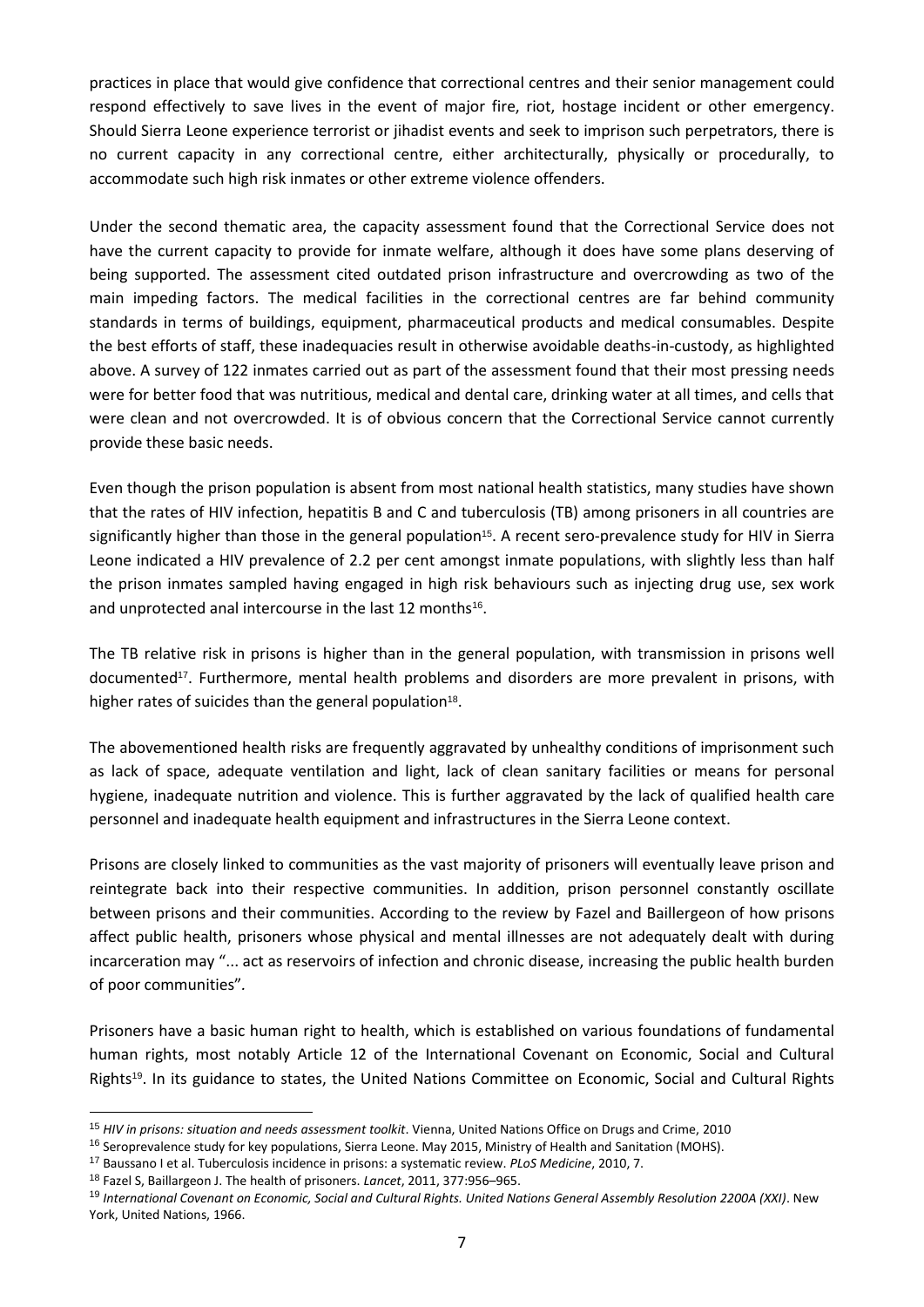practices in place that would give confidence that correctional centres and their senior management could respond effectively to save lives in the event of major fire, riot, hostage incident or other emergency. Should Sierra Leone experience terrorist or jihadist events and seek to imprison such perpetrators, there is no current capacity in any correctional centre, either architecturally, physically or procedurally, to accommodate such high risk inmates or other extreme violence offenders.

Under the second thematic area, the capacity assessment found that the Correctional Service does not have the current capacity to provide for inmate welfare, although it does have some plans deserving of being supported. The assessment cited outdated prison infrastructure and overcrowding as two of the main impeding factors. The medical facilities in the correctional centres are far behind community standards in terms of buildings, equipment, pharmaceutical products and medical consumables. Despite the best efforts of staff, these inadequacies result in otherwise avoidable deaths-in-custody, as highlighted above. A survey of 122 inmates carried out as part of the assessment found that their most pressing needs were for better food that was nutritious, medical and dental care, drinking water at all times, and cells that were clean and not overcrowded. It is of obvious concern that the Correctional Service cannot currently provide these basic needs.

Even though the prison population is absent from most national health statistics, many studies have shown that the rates of HIV infection, hepatitis B and C and tuberculosis (TB) among prisoners in all countries are significantly higher than those in the general population[15]. A recent sero-prevalence study for HIV in Sierra Leone indicated a HIV prevalence of 2.2 per cent amongst inmate populations, with slightly less than half the prison inmates sampled having engaged in high risk behaviours such as injecting drug use, sex work and unprotected anal intercourse in the last 12 months[16].

The TB relative risk in prisons is higher than in the general population, with transmission in prisons well documented[17]. Furthermore, mental health problems and disorders are more prevalent in prisons, with higher rates of suicides than the general population[18].

The abovementioned health risks are frequently aggravated by unhealthy conditions of imprisonment such as lack of space, adequate ventilation and light, lack of clean sanitary facilities or means for personal hygiene, inadequate nutrition and violence. This is further aggravated by the lack of qualified health care personnel and inadequate health equipment and infrastructures in the Sierra Leone context.

Prisons are closely linked to communities as the vast majority of prisoners will eventually leave prison and reintegrate back into their respective communities. In addition, prison personnel constantly oscillate between prisons and their communities. According to the review by Fazel and Baillergeon of how prisons affect public health, prisoners whose physical and mental illnesses are not adequately dealt with during incarceration may "... act as reservoirs of infection and chronic disease, increasing the public health burden of poor communities".

Prisoners have a basic human right to health, which is established on various foundations of fundamental human rights, most notably Article 12 of the International Covenant on Economic, Social and Cultural Rights[19]. In its guidance to states, the United Nations Committee on Economic, Social and Cultural Rights

---

[15] *HIV in prisons: situation and needs assessment toolkit*. Vienna, United Nations Office on Drugs and Crime, 2010

[16] Seroprevalence study for key populations, Sierra Leone. May 2015, Ministry of Health and Sanitation (MOHS).

[17] Baussano I et al. Tuberculosis incidence in prisons: a systematic review. *PLoS Medicine*, 2010, 7.

[18] Fazel S, Baillargeon J. The health of prisoners. *Lancet*, 2011, 377:956–965.

[19] *International Covenant on Economic, Social and Cultural Rights. United Nations General Assembly Resolution 2200A (XXI)*. New York, United Nations, 1966.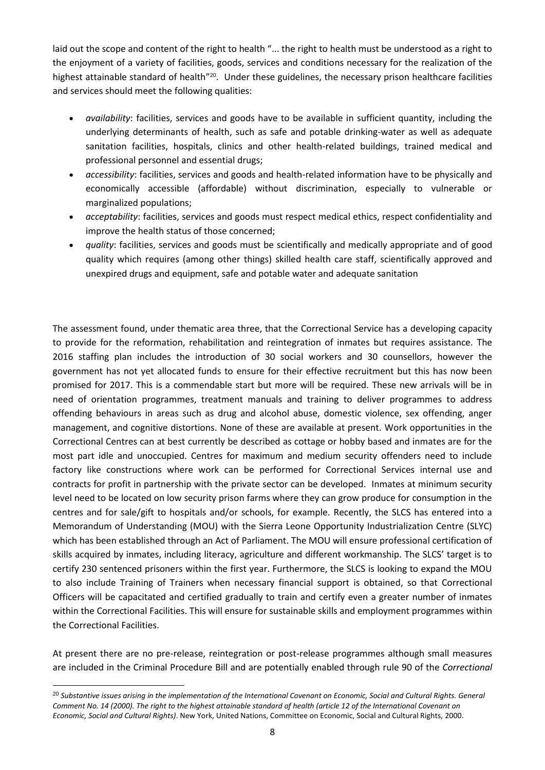laid out the scope and content of the right to health "... the right to health must be understood as a right to the enjoyment of a variety of facilities, goods, services and conditions necessary for the realization of the highest attainable standard of health"[20]. Under these guidelines, the necessary prison healthcare facilities and services should meet the following qualities:

- *availability*: facilities, services and goods have to be available in sufficient quantity, including the underlying determinants of health, such as safe and potable drinking-water as well as adequate sanitation facilities, hospitals, clinics and other health-related buildings, trained medical and professional personnel and essential drugs;
- *accessibility*: facilities, services and goods and health-related information have to be physically and economically accessible (affordable) without discrimination, especially to vulnerable or marginalized populations;
- *acceptability*: facilities, services and goods must respect medical ethics, respect confidentiality and improve the health status of those concerned;
- *quality*: facilities, services and goods must be scientifically and medically appropriate and of good quality which requires (among other things) skilled health care staff, scientifically approved and unexpired drugs and equipment, safe and potable water and adequate sanitation

The assessment found, under thematic area three, that the Correctional Service has a developing capacity to provide for the reformation, rehabilitation and reintegration of inmates but requires assistance. The 2016 staffing plan includes the introduction of 30 social workers and 30 counsellors, however the government has not yet allocated funds to ensure for their effective recruitment but this has now been promised for 2017. This is a commendable start but more will be required. These new arrivals will be in need of orientation programmes, treatment manuals and training to deliver programmes to address offending behaviours in areas such as drug and alcohol abuse, domestic violence, sex offending, anger management, and cognitive distortions. None of these are available at present. Work opportunities in the Correctional Centres can at best currently be described as cottage or hobby based and inmates are for the most part idle and unoccupied. Centres for maximum and medium security offenders need to include factory like constructions where work can be performed for Correctional Services internal use and contracts for profit in partnership with the private sector can be developed. Inmates at minimum security level need to be located on low security prison farms where they can grow produce for consumption in the centres and for sale/gift to hospitals and/or schools, for example. Recently, the SLCS has entered into a Memorandum of Understanding (MOU) with the Sierra Leone Opportunity Industrialization Centre (SLYC) which has been established through an Act of Parliament. The MOU will ensure professional certification of skills acquired by inmates, including literacy, agriculture and different workmanship. The SLCS' target is to certify 230 sentenced prisoners within the first year. Furthermore, the SLCS is looking to expand the MOU to also include Training of Trainers when necessary financial support is obtained, so that Correctional Officers will be capacitated and certified gradually to train and certify even a greater number of inmates within the Correctional Facilities. This will ensure for sustainable skills and employment programmes within the Correctional Facilities.

At present there are no pre-release, reintegration or post-release programmes although small measures are included in the Criminal Procedure Bill and are potentially enabled through rule 90 of the *Correctional*

---

[20] *Substantive issues arising in the implementation of the International Covenant on Economic, Social and Cultural Rights. General Comment No. 14 (2000). The right to the highest attainable standard of health (article 12 of the International Covenant on Economic, Social and Cultural Rights)*. New York, United Nations, Committee on Economic, Social and Cultural Rights, 2000.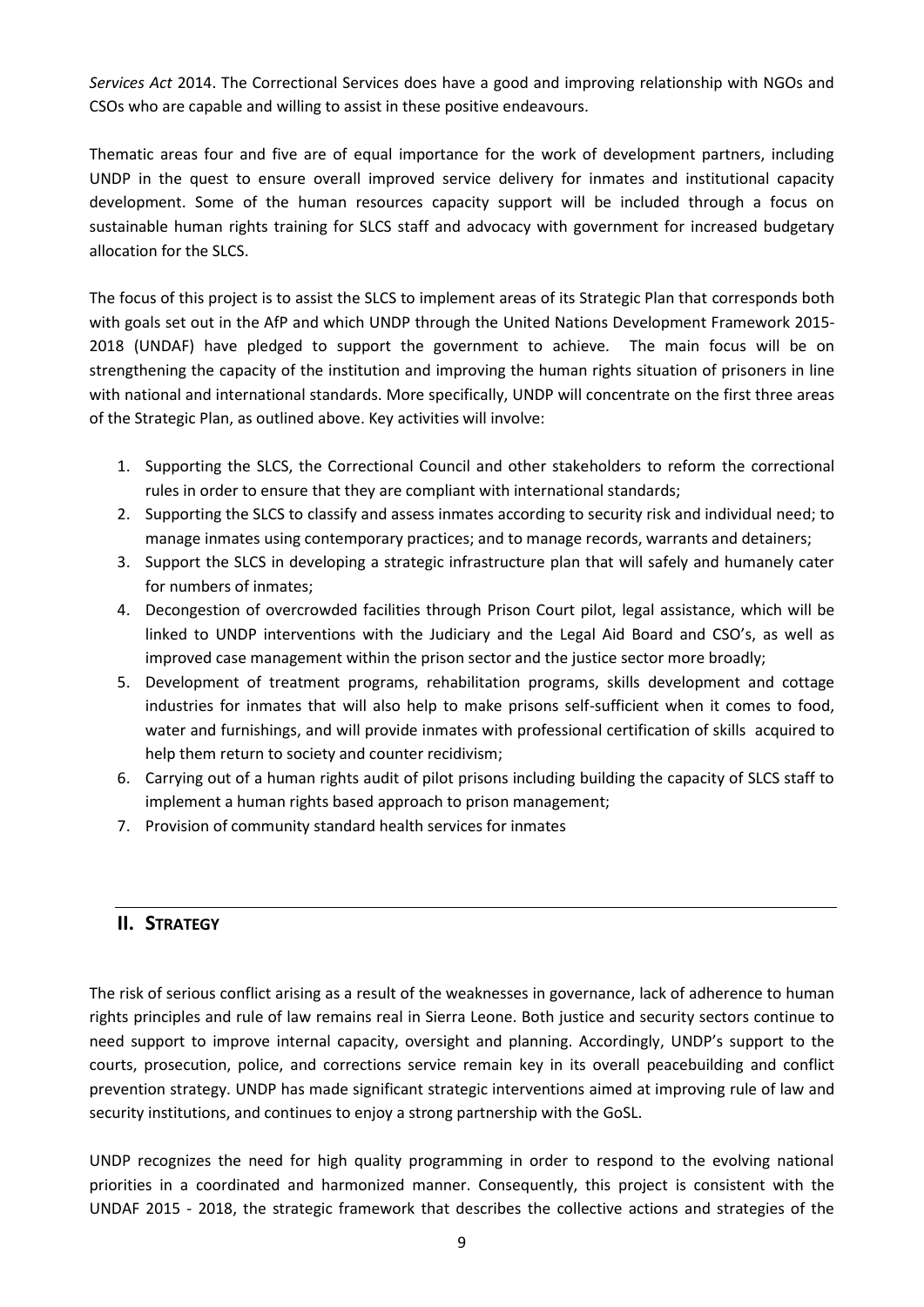*Services Act* 2014. The Correctional Services does have a good and improving relationship with NGOs and CSOs who are capable and willing to assist in these positive endeavours.

Thematic areas four and five are of equal importance for the work of development partners, including UNDP in the quest to ensure overall improved service delivery for inmates and institutional capacity development. Some of the human resources capacity support will be included through a focus on sustainable human rights training for SLCS staff and advocacy with government for increased budgetary allocation for the SLCS.

The focus of this project is to assist the SLCS to implement areas of its Strategic Plan that corresponds both with goals set out in the AfP and which UNDP through the United Nations Development Framework 2015-2018 (UNDAF) have pledged to support the government to achieve. The main focus will be on strengthening the capacity of the institution and improving the human rights situation of prisoners in line with national and international standards. More specifically, UNDP will concentrate on the first three areas of the Strategic Plan, as outlined above. Key activities will involve:

1. Supporting the SLCS, the Correctional Council and other stakeholders to reform the correctional rules in order to ensure that they are compliant with international standards;
2. Supporting the SLCS to classify and assess inmates according to security risk and individual need; to manage inmates using contemporary practices; and to manage records, warrants and detainers;
3. Support the SLCS in developing a strategic infrastructure plan that will safely and humanely cater for numbers of inmates;
4. Decongestion of overcrowded facilities through Prison Court pilot, legal assistance, which will be linked to UNDP interventions with the Judiciary and the Legal Aid Board and CSO's, as well as improved case management within the prison sector and the justice sector more broadly;
5. Development of treatment programs, rehabilitation programs, skills development and cottage industries for inmates that will also help to make prisons self-sufficient when it comes to food, water and furnishings, and will provide inmates with professional certification of skills acquired to help them return to society and counter recidivism;
6. Carrying out of a human rights audit of pilot prisons including building the capacity of SLCS staff to implement a human rights based approach to prison management;
7. Provision of community standard health services for inmates

## II. STRATEGY

The risk of serious conflict arising as a result of the weaknesses in governance, lack of adherence to human rights principles and rule of law remains real in Sierra Leone. Both justice and security sectors continue to need support to improve internal capacity, oversight and planning. Accordingly, UNDP's support to the courts, prosecution, police, and corrections service remain key in its overall peacebuilding and conflict prevention strategy. UNDP has made significant strategic interventions aimed at improving rule of law and security institutions, and continues to enjoy a strong partnership with the GoSL.

UNDP recognizes the need for high quality programming in order to respond to the evolving national priorities in a coordinated and harmonized manner. Consequently, this project is consistent with the UNDAF 2015 - 2018, the strategic framework that describes the collective actions and strategies of the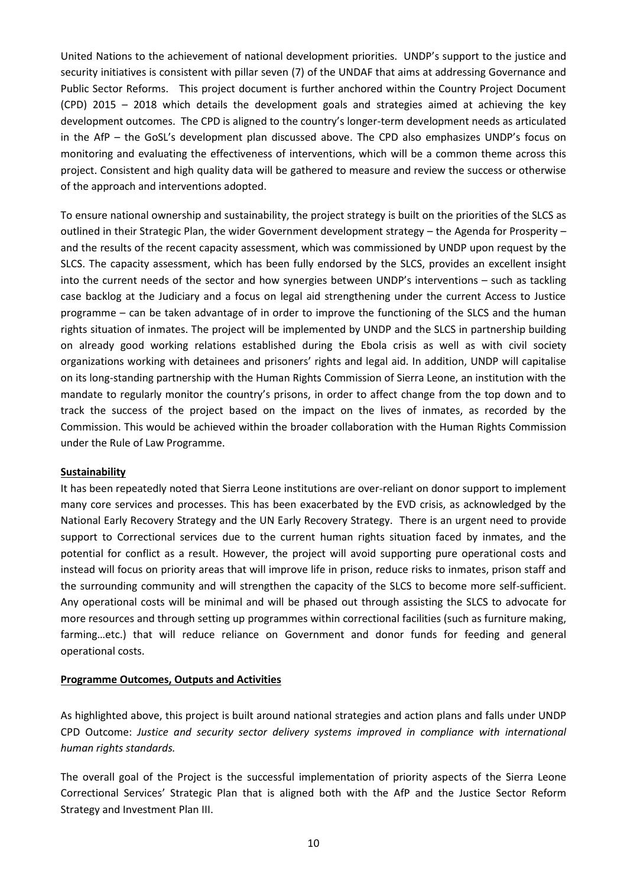United Nations to the achievement of national development priorities. UNDP's support to the justice and security initiatives is consistent with pillar seven (7) of the UNDAF that aims at addressing Governance and Public Sector Reforms. This project document is further anchored within the Country Project Document (CPD) 2015 – 2018 which details the development goals and strategies aimed at achieving the key development outcomes. The CPD is aligned to the country's longer-term development needs as articulated in the AfP – the GoSL's development plan discussed above. The CPD also emphasizes UNDP's focus on monitoring and evaluating the effectiveness of interventions, which will be a common theme across this project. Consistent and high quality data will be gathered to measure and review the success or otherwise of the approach and interventions adopted.

To ensure national ownership and sustainability, the project strategy is built on the priorities of the SLCS as outlined in their Strategic Plan, the wider Government development strategy – the Agenda for Prosperity – and the results of the recent capacity assessment, which was commissioned by UNDP upon request by the SLCS. The capacity assessment, which has been fully endorsed by the SLCS, provides an excellent insight into the current needs of the sector and how synergies between UNDP's interventions – such as tackling case backlog at the Judiciary and a focus on legal aid strengthening under the current Access to Justice programme – can be taken advantage of in order to improve the functioning of the SLCS and the human rights situation of inmates. The project will be implemented by UNDP and the SLCS in partnership building on already good working relations established during the Ebola crisis as well as with civil society organizations working with detainees and prisoners' rights and legal aid. In addition, UNDP will capitalise on its long-standing partnership with the Human Rights Commission of Sierra Leone, an institution with the mandate to regularly monitor the country's prisons, in order to affect change from the top down and to track the success of the project based on the impact on the lives of inmates, as recorded by the Commission. This would be achieved within the broader collaboration with the Human Rights Commission under the Rule of Law Programme.

**Sustainability**

It has been repeatedly noted that Sierra Leone institutions are over-reliant on donor support to implement many core services and processes. This has been exacerbated by the EVD crisis, as acknowledged by the National Early Recovery Strategy and the UN Early Recovery Strategy. There is an urgent need to provide support to Correctional services due to the current human rights situation faced by inmates, and the potential for conflict as a result. However, the project will avoid supporting pure operational costs and instead will focus on priority areas that will improve life in prison, reduce risks to inmates, prison staff and the surrounding community and will strengthen the capacity of the SLCS to become more self-sufficient. Any operational costs will be minimal and will be phased out through assisting the SLCS to advocate for more resources and through setting up programmes within correctional facilities (such as furniture making, farming…etc.) that will reduce reliance on Government and donor funds for feeding and general operational costs.

**Programme Outcomes, Outputs and Activities**

As highlighted above, this project is built around national strategies and action plans and falls under UNDP CPD Outcome: *Justice and security sector delivery systems improved in compliance with international human rights standards.*

The overall goal of the Project is the successful implementation of priority aspects of the Sierra Leone Correctional Services' Strategic Plan that is aligned both with the AfP and the Justice Sector Reform Strategy and Investment Plan III.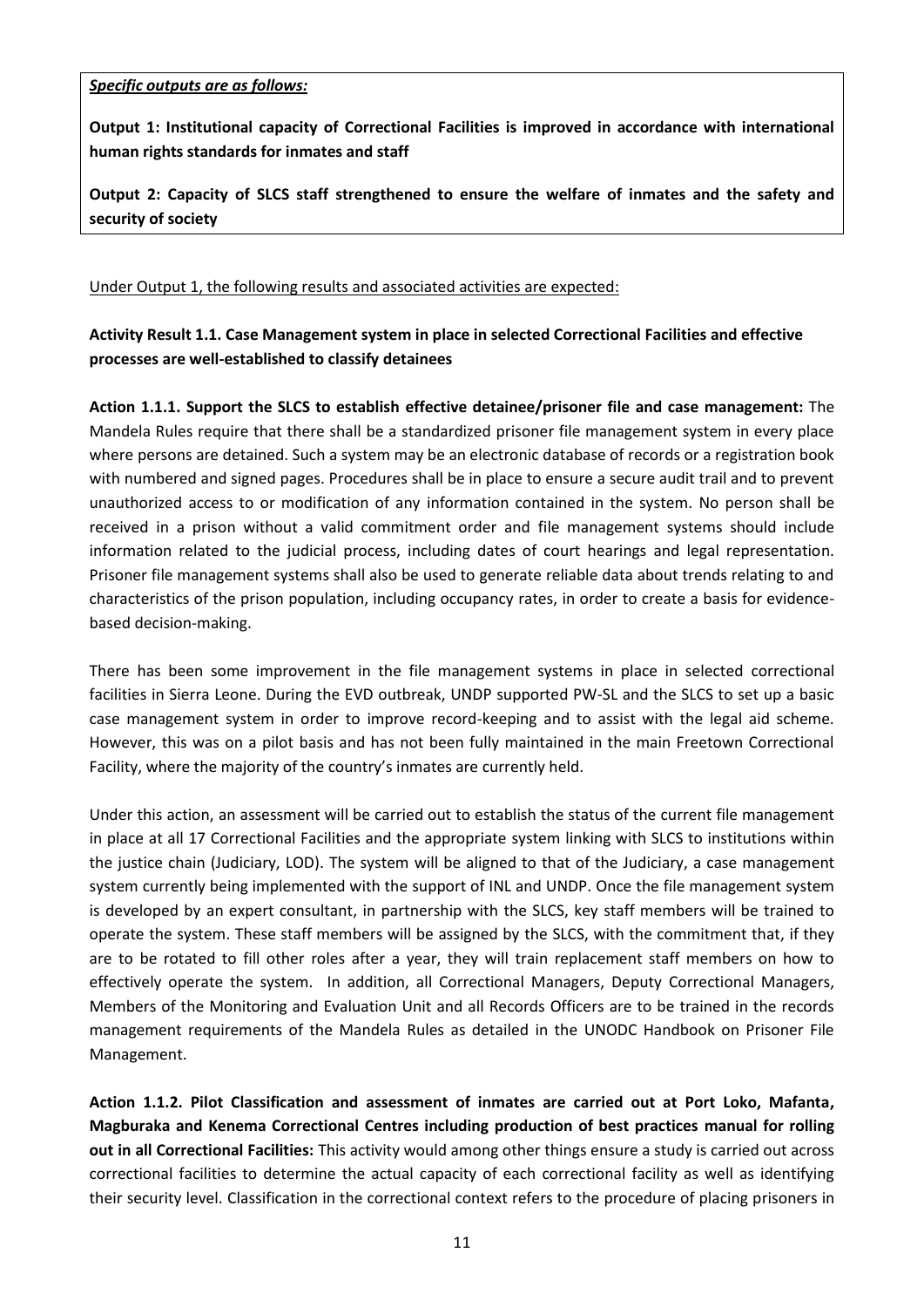***Specific outputs are as follows:***

**Output 1: Institutional capacity of Correctional Facilities is improved in accordance with international human rights standards for inmates and staff**

**Output 2: Capacity of SLCS staff strengthened to ensure the welfare of inmates and the safety and security of society**

Under Output 1, the following results and associated activities are expected:

**Activity Result 1.1. Case Management system in place in selected Correctional Facilities and effective processes are well-established to classify detainees**

**Action 1.1.1. Support the SLCS to establish effective detainee/prisoner file and case management:** The Mandela Rules require that there shall be a standardized prisoner file management system in every place where persons are detained. Such a system may be an electronic database of records or a registration book with numbered and signed pages. Procedures shall be in place to ensure a secure audit trail and to prevent unauthorized access to or modification of any information contained in the system. No person shall be received in a prison without a valid commitment order and file management systems should include information related to the judicial process, including dates of court hearings and legal representation. Prisoner file management systems shall also be used to generate reliable data about trends relating to and characteristics of the prison population, including occupancy rates, in order to create a basis for evidence-based decision-making.

There has been some improvement in the file management systems in place in selected correctional facilities in Sierra Leone. During the EVD outbreak, UNDP supported PW-SL and the SLCS to set up a basic case management system in order to improve record-keeping and to assist with the legal aid scheme. However, this was on a pilot basis and has not been fully maintained in the main Freetown Correctional Facility, where the majority of the country's inmates are currently held.

Under this action, an assessment will be carried out to establish the status of the current file management in place at all 17 Correctional Facilities and the appropriate system linking with SLCS to institutions within the justice chain (Judiciary, LOD). The system will be aligned to that of the Judiciary, a case management system currently being implemented with the support of INL and UNDP. Once the file management system is developed by an expert consultant, in partnership with the SLCS, key staff members will be trained to operate the system. These staff members will be assigned by the SLCS, with the commitment that, if they are to be rotated to fill other roles after a year, they will train replacement staff members on how to effectively operate the system. In addition, all Correctional Managers, Deputy Correctional Managers, Members of the Monitoring and Evaluation Unit and all Records Officers are to be trained in the records management requirements of the Mandela Rules as detailed in the UNODC Handbook on Prisoner File Management.

**Action 1.1.2. Pilot Classification and assessment of inmates are carried out at Port Loko, Mafanta, Magburaka and Kenema Correctional Centres including production of best practices manual for rolling out in all Correctional Facilities:** This activity would among other things ensure a study is carried out across correctional facilities to determine the actual capacity of each correctional facility as well as identifying their security level. Classification in the correctional context refers to the procedure of placing prisoners in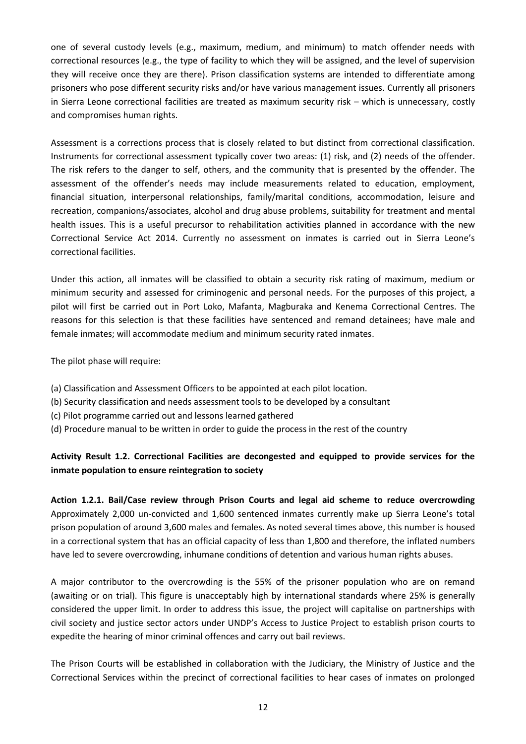one of several custody levels (e.g., maximum, medium, and minimum) to match offender needs with correctional resources (e.g., the type of facility to which they will be assigned, and the level of supervision they will receive once they are there). Prison classification systems are intended to differentiate among prisoners who pose different security risks and/or have various management issues. Currently all prisoners in Sierra Leone correctional facilities are treated as maximum security risk – which is unnecessary, costly and compromises human rights.

Assessment is a corrections process that is closely related to but distinct from correctional classification. Instruments for correctional assessment typically cover two areas: (1) risk, and (2) needs of the offender. The risk refers to the danger to self, others, and the community that is presented by the offender. The assessment of the offender's needs may include measurements related to education, employment, financial situation, interpersonal relationships, family/marital conditions, accommodation, leisure and recreation, companions/associates, alcohol and drug abuse problems, suitability for treatment and mental health issues. This is a useful precursor to rehabilitation activities planned in accordance with the new Correctional Service Act 2014. Currently no assessment on inmates is carried out in Sierra Leone's correctional facilities.

Under this action, all inmates will be classified to obtain a security risk rating of maximum, medium or minimum security and assessed for criminogenic and personal needs. For the purposes of this project, a pilot will first be carried out in Port Loko, Mafanta, Magburaka and Kenema Correctional Centres. The reasons for this selection is that these facilities have sentenced and remand detainees; have male and female inmates; will accommodate medium and minimum security rated inmates.

The pilot phase will require:

(a) Classification and Assessment Officers to be appointed at each pilot location.
(b) Security classification and needs assessment tools to be developed by a consultant
(c) Pilot programme carried out and lessons learned gathered
(d) Procedure manual to be written in order to guide the process in the rest of the country

**Activity Result 1.2. Correctional Facilities are decongested and equipped to provide services for the inmate population to ensure reintegration to society**

**Action 1.2.1. Bail/Case review through Prison Courts and legal aid scheme to reduce overcrowding**
Approximately 2,000 un-convicted and 1,600 sentenced inmates currently make up Sierra Leone's total prison population of around 3,600 males and females. As noted several times above, this number is housed in a correctional system that has an official capacity of less than 1,800 and therefore, the inflated numbers have led to severe overcrowding, inhumane conditions of detention and various human rights abuses.

A major contributor to the overcrowding is the 55% of the prisoner population who are on remand (awaiting or on trial). This figure is unacceptably high by international standards where 25% is generally considered the upper limit. In order to address this issue, the project will capitalise on partnerships with civil society and justice sector actors under UNDP's Access to Justice Project to establish prison courts to expedite the hearing of minor criminal offences and carry out bail reviews.

The Prison Courts will be established in collaboration with the Judiciary, the Ministry of Justice and the Correctional Services within the precinct of correctional facilities to hear cases of inmates on prolonged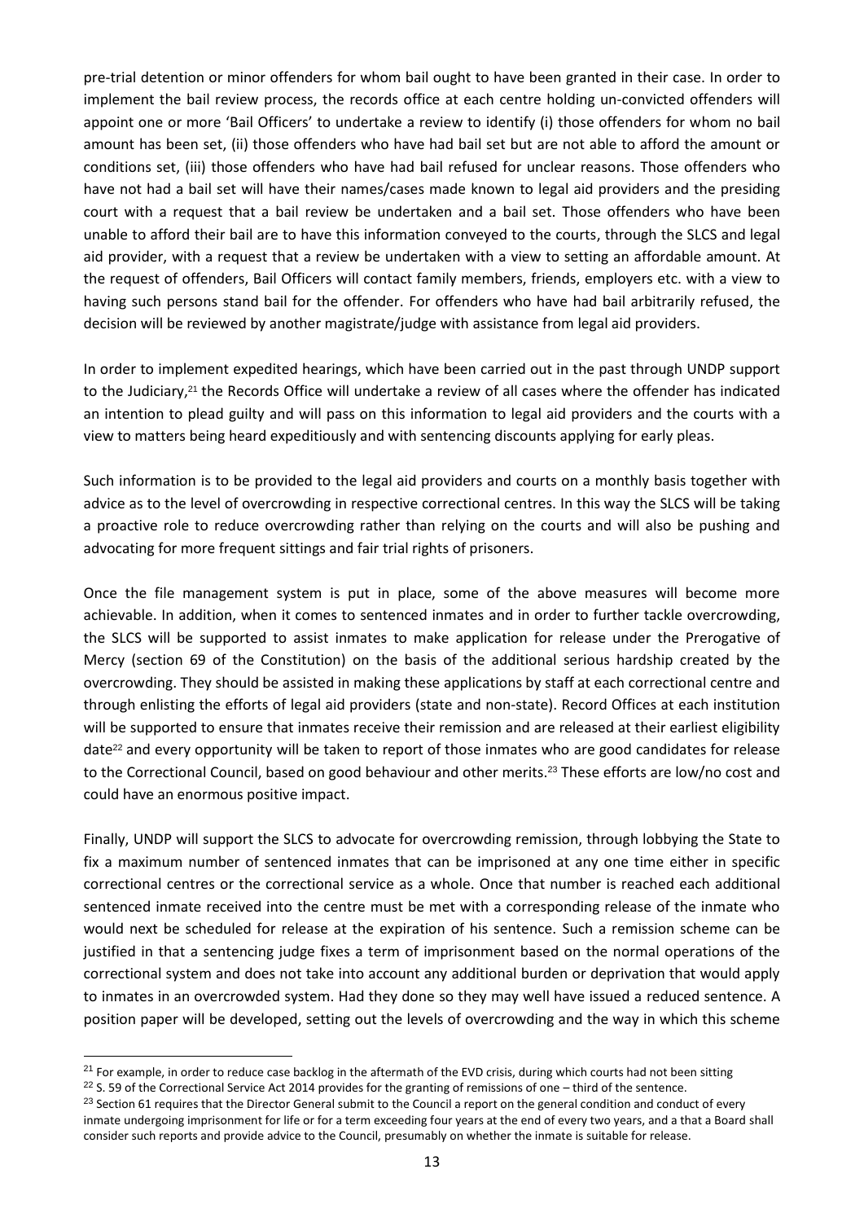pre-trial detention or minor offenders for whom bail ought to have been granted in their case. In order to implement the bail review process, the records office at each centre holding un-convicted offenders will appoint one or more 'Bail Officers' to undertake a review to identify (i) those offenders for whom no bail amount has been set, (ii) those offenders who have had bail set but are not able to afford the amount or conditions set, (iii) those offenders who have had bail refused for unclear reasons. Those offenders who have not had a bail set will have their names/cases made known to legal aid providers and the presiding court with a request that a bail review be undertaken and a bail set. Those offenders who have been unable to afford their bail are to have this information conveyed to the courts, through the SLCS and legal aid provider, with a request that a review be undertaken with a view to setting an affordable amount. At the request of offenders, Bail Officers will contact family members, friends, employers etc. with a view to having such persons stand bail for the offender. For offenders who have had bail arbitrarily refused, the decision will be reviewed by another magistrate/judge with assistance from legal aid providers.

In order to implement expedited hearings, which have been carried out in the past through UNDP support to the Judiciary,[21] the Records Office will undertake a review of all cases where the offender has indicated an intention to plead guilty and will pass on this information to legal aid providers and the courts with a view to matters being heard expeditiously and with sentencing discounts applying for early pleas.

Such information is to be provided to the legal aid providers and courts on a monthly basis together with advice as to the level of overcrowding in respective correctional centres. In this way the SLCS will be taking a proactive role to reduce overcrowding rather than relying on the courts and will also be pushing and advocating for more frequent sittings and fair trial rights of prisoners.

Once the file management system is put in place, some of the above measures will become more achievable. In addition, when it comes to sentenced inmates and in order to further tackle overcrowding, the SLCS will be supported to assist inmates to make application for release under the Prerogative of Mercy (section 69 of the Constitution) on the basis of the additional serious hardship created by the overcrowding. They should be assisted in making these applications by staff at each correctional centre and through enlisting the efforts of legal aid providers (state and non-state). Record Offices at each institution will be supported to ensure that inmates receive their remission and are released at their earliest eligibility date[22] and every opportunity will be taken to report of those inmates who are good candidates for release to the Correctional Council, based on good behaviour and other merits.[23] These efforts are low/no cost and could have an enormous positive impact.

Finally, UNDP will support the SLCS to advocate for overcrowding remission, through lobbying the State to fix a maximum number of sentenced inmates that can be imprisoned at any one time either in specific correctional centres or the correctional service as a whole. Once that number is reached each additional sentenced inmate received into the centre must be met with a corresponding release of the inmate who would next be scheduled for release at the expiration of his sentence. Such a remission scheme can be justified in that a sentencing judge fixes a term of imprisonment based on the normal operations of the correctional system and does not take into account any additional burden or deprivation that would apply to inmates in an overcrowded system. Had they done so they may well have issued a reduced sentence. A position paper will be developed, setting out the levels of overcrowding and the way in which this scheme

---

[21] For example, in order to reduce case backlog in the aftermath of the EVD crisis, during which courts had not been sitting

[22] S. 59 of the Correctional Service Act 2014 provides for the granting of remissions of one – third of the sentence.

[23] Section 61 requires that the Director General submit to the Council a report on the general condition and conduct of every inmate undergoing imprisonment for life or for a term exceeding four years at the end of every two years, and a that a Board shall consider such reports and provide advice to the Council, presumably on whether the inmate is suitable for release.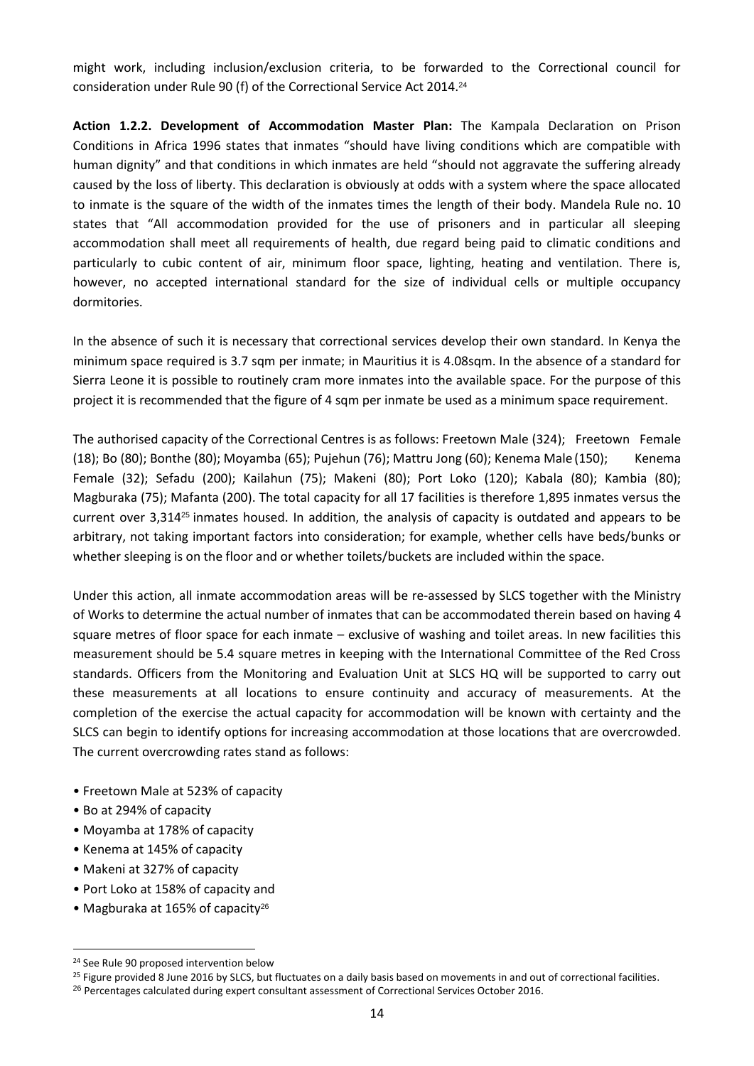might work, including inclusion/exclusion criteria, to be forwarded to the Correctional council for consideration under Rule 90 (f) of the Correctional Service Act 2014.[24]

**Action 1.2.2. Development of Accommodation Master Plan:** The Kampala Declaration on Prison Conditions in Africa 1996 states that inmates "should have living conditions which are compatible with human dignity" and that conditions in which inmates are held "should not aggravate the suffering already caused by the loss of liberty. This declaration is obviously at odds with a system where the space allocated to inmate is the square of the width of the inmates times the length of their body. Mandela Rule no. 10 states that "All accommodation provided for the use of prisoners and in particular all sleeping accommodation shall meet all requirements of health, due regard being paid to climatic conditions and particularly to cubic content of air, minimum floor space, lighting, heating and ventilation. There is, however, no accepted international standard for the size of individual cells or multiple occupancy dormitories.

In the absence of such it is necessary that correctional services develop their own standard. In Kenya the minimum space required is 3.7 sqm per inmate; in Mauritius it is 4.08sqm. In the absence of a standard for Sierra Leone it is possible to routinely cram more inmates into the available space. For the purpose of this project it is recommended that the figure of 4 sqm per inmate be used as a minimum space requirement.

The authorised capacity of the Correctional Centres is as follows: Freetown Male (324); Freetown Female (18); Bo (80); Bonthe (80); Moyamba (65); Pujehun (76); Mattru Jong (60); Kenema Male (150); Kenema Female (32); Sefadu (200); Kailahun (75); Makeni (80); Port Loko (120); Kabala (80); Kambia (80); Magburaka (75); Mafanta (200). The total capacity for all 17 facilities is therefore 1,895 inmates versus the current over 3,314[25] inmates housed. In addition, the analysis of capacity is outdated and appears to be arbitrary, not taking important factors into consideration; for example, whether cells have beds/bunks or whether sleeping is on the floor and or whether toilets/buckets are included within the space.

Under this action, all inmate accommodation areas will be re-assessed by SLCS together with the Ministry of Works to determine the actual number of inmates that can be accommodated therein based on having 4 square metres of floor space for each inmate – exclusive of washing and toilet areas. In new facilities this measurement should be 5.4 square metres in keeping with the International Committee of the Red Cross standards. Officers from the Monitoring and Evaluation Unit at SLCS HQ will be supported to carry out these measurements at all locations to ensure continuity and accuracy of measurements. At the completion of the exercise the actual capacity for accommodation will be known with certainty and the SLCS can begin to identify options for increasing accommodation at those locations that are overcrowded. The current overcrowding rates stand as follows:

- Freetown Male at 523% of capacity
- Bo at 294% of capacity
- Moyamba at 178% of capacity
- Kenema at 145% of capacity
- Makeni at 327% of capacity
- Port Loko at 158% of capacity and
- Magburaka at 165% of capacity[26]

---

[24] See Rule 90 proposed intervention below

[25] Figure provided 8 June 2016 by SLCS, but fluctuates on a daily basis based on movements in and out of correctional facilities.

[26] Percentages calculated during expert consultant assessment of Correctional Services October 2016.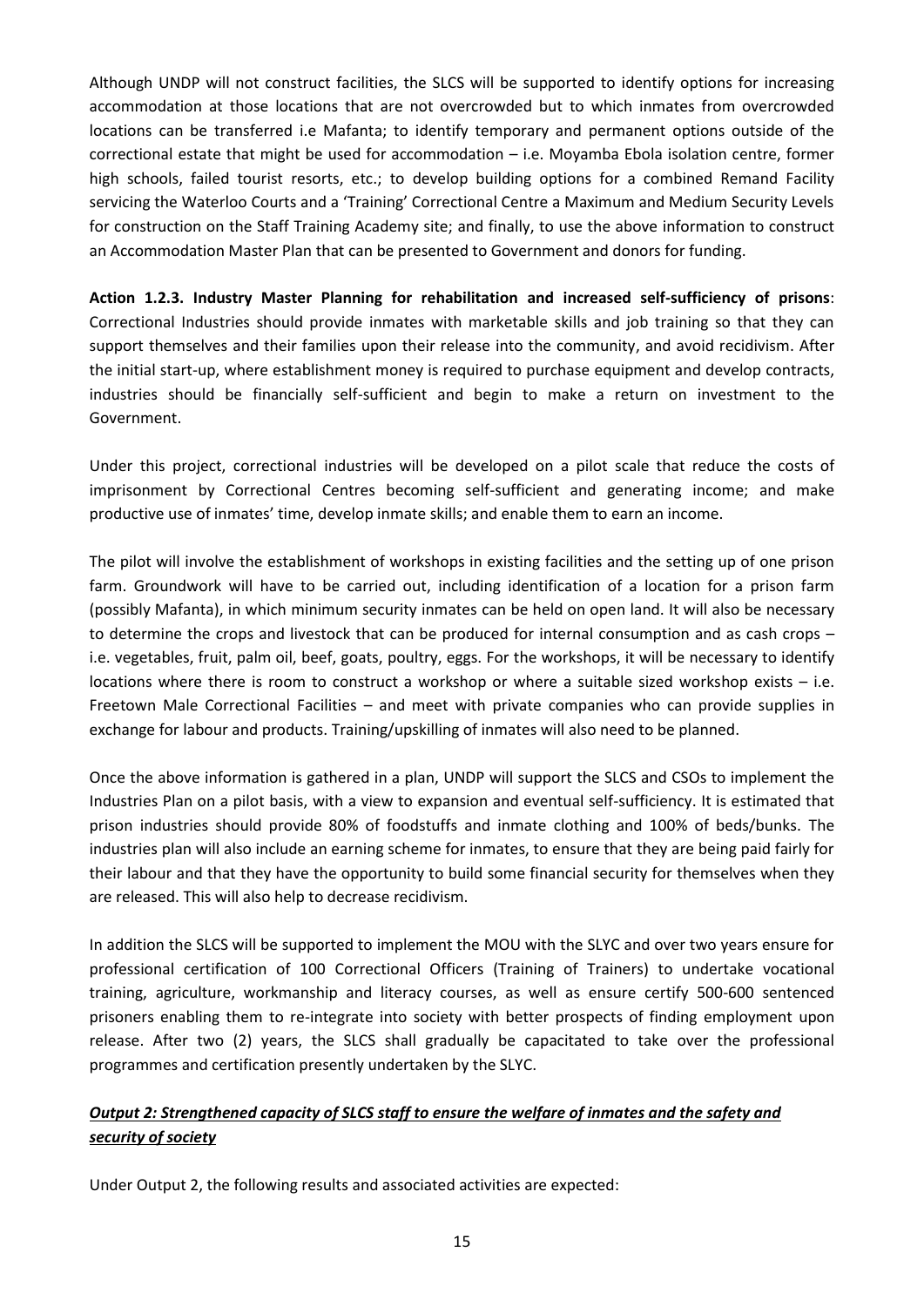Although UNDP will not construct facilities, the SLCS will be supported to identify options for increasing accommodation at those locations that are not overcrowded but to which inmates from overcrowded locations can be transferred i.e Mafanta; to identify temporary and permanent options outside of the correctional estate that might be used for accommodation – i.e. Moyamba Ebola isolation centre, former high schools, failed tourist resorts, etc.; to develop building options for a combined Remand Facility servicing the Waterloo Courts and a 'Training' Correctional Centre a Maximum and Medium Security Levels for construction on the Staff Training Academy site; and finally, to use the above information to construct an Accommodation Master Plan that can be presented to Government and donors for funding.

**Action 1.2.3. Industry Master Planning for rehabilitation and increased self-sufficiency of prisons**: Correctional Industries should provide inmates with marketable skills and job training so that they can support themselves and their families upon their release into the community, and avoid recidivism. After the initial start-up, where establishment money is required to purchase equipment and develop contracts, industries should be financially self-sufficient and begin to make a return on investment to the Government.

Under this project, correctional industries will be developed on a pilot scale that reduce the costs of imprisonment by Correctional Centres becoming self-sufficient and generating income; and make productive use of inmates' time, develop inmate skills; and enable them to earn an income.

The pilot will involve the establishment of workshops in existing facilities and the setting up of one prison farm. Groundwork will have to be carried out, including identification of a location for a prison farm (possibly Mafanta), in which minimum security inmates can be held on open land. It will also be necessary to determine the crops and livestock that can be produced for internal consumption and as cash crops – i.e. vegetables, fruit, palm oil, beef, goats, poultry, eggs. For the workshops, it will be necessary to identify locations where there is room to construct a workshop or where a suitable sized workshop exists – i.e. Freetown Male Correctional Facilities – and meet with private companies who can provide supplies in exchange for labour and products. Training/upskilling of inmates will also need to be planned.

Once the above information is gathered in a plan, UNDP will support the SLCS and CSOs to implement the Industries Plan on a pilot basis, with a view to expansion and eventual self-sufficiency. It is estimated that prison industries should provide 80% of foodstuffs and inmate clothing and 100% of beds/bunks. The industries plan will also include an earning scheme for inmates, to ensure that they are being paid fairly for their labour and that they have the opportunity to build some financial security for themselves when they are released. This will also help to decrease recidivism.

In addition the SLCS will be supported to implement the MOU with the SLYC and over two years ensure for professional certification of 100 Correctional Officers (Training of Trainers) to undertake vocational training, agriculture, workmanship and literacy courses, as well as ensure certify 500-600 sentenced prisoners enabling them to re-integrate into society with better prospects of finding employment upon release. After two (2) years, the SLCS shall gradually be capacitated to take over the professional programmes and certification presently undertaken by the SLYC.

***Output 2: Strengthened capacity of SLCS staff to ensure the welfare of inmates and the safety and security of society***

Under Output 2, the following results and associated activities are expected: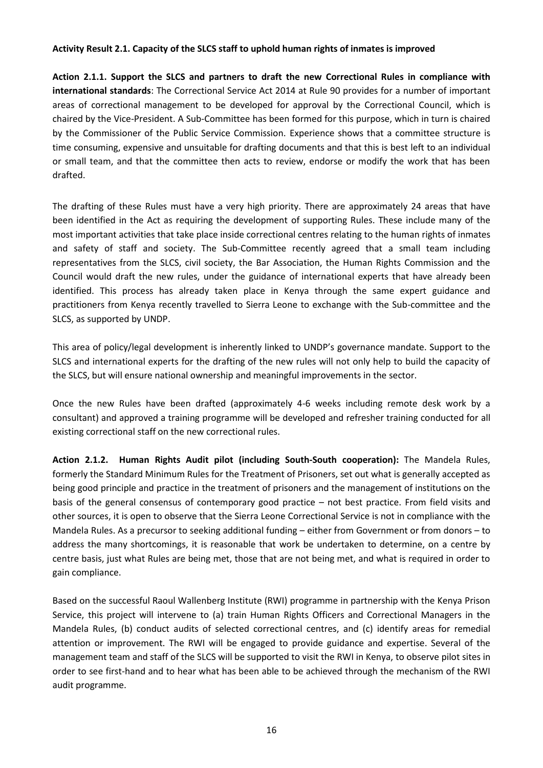**Activity Result 2.1. Capacity of the SLCS staff to uphold human rights of inmates is improved**

**Action 2.1.1. Support the SLCS and partners to draft the new Correctional Rules in compliance with international standards**: The Correctional Service Act 2014 at Rule 90 provides for a number of important areas of correctional management to be developed for approval by the Correctional Council, which is chaired by the Vice-President. A Sub-Committee has been formed for this purpose, which in turn is chaired by the Commissioner of the Public Service Commission. Experience shows that a committee structure is time consuming, expensive and unsuitable for drafting documents and that this is best left to an individual or small team, and that the committee then acts to review, endorse or modify the work that has been drafted.

The drafting of these Rules must have a very high priority. There are approximately 24 areas that have been identified in the Act as requiring the development of supporting Rules. These include many of the most important activities that take place inside correctional centres relating to the human rights of inmates and safety of staff and society. The Sub-Committee recently agreed that a small team including representatives from the SLCS, civil society, the Bar Association, the Human Rights Commission and the Council would draft the new rules, under the guidance of international experts that have already been identified. This process has already taken place in Kenya through the same expert guidance and practitioners from Kenya recently travelled to Sierra Leone to exchange with the Sub-committee and the SLCS, as supported by UNDP.

This area of policy/legal development is inherently linked to UNDP's governance mandate. Support to the SLCS and international experts for the drafting of the new rules will not only help to build the capacity of the SLCS, but will ensure national ownership and meaningful improvements in the sector.

Once the new Rules have been drafted (approximately 4-6 weeks including remote desk work by a consultant) and approved a training programme will be developed and refresher training conducted for all existing correctional staff on the new correctional rules.

**Action 2.1.2. Human Rights Audit pilot (including South-South cooperation):** The Mandela Rules, formerly the Standard Minimum Rules for the Treatment of Prisoners, set out what is generally accepted as being good principle and practice in the treatment of prisoners and the management of institutions on the basis of the general consensus of contemporary good practice – not best practice. From field visits and other sources, it is open to observe that the Sierra Leone Correctional Service is not in compliance with the Mandela Rules. As a precursor to seeking additional funding – either from Government or from donors – to address the many shortcomings, it is reasonable that work be undertaken to determine, on a centre by centre basis, just what Rules are being met, those that are not being met, and what is required in order to gain compliance.

Based on the successful Raoul Wallenberg Institute (RWI) programme in partnership with the Kenya Prison Service, this project will intervene to (a) train Human Rights Officers and Correctional Managers in the Mandela Rules, (b) conduct audits of selected correctional centres, and (c) identify areas for remedial attention or improvement. The RWI will be engaged to provide guidance and expertise. Several of the management team and staff of the SLCS will be supported to visit the RWI in Kenya, to observe pilot sites in order to see first-hand and to hear what has been able to be achieved through the mechanism of the RWI audit programme.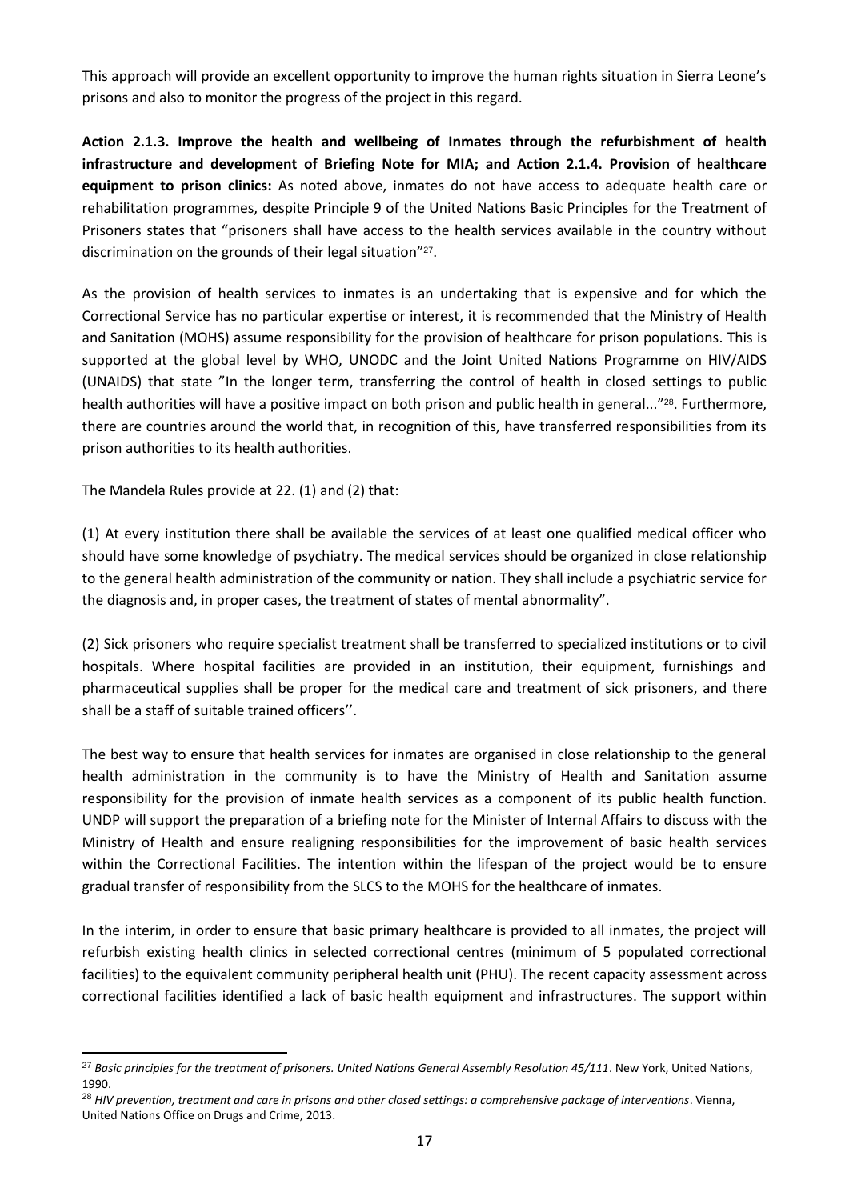This approach will provide an excellent opportunity to improve the human rights situation in Sierra Leone's prisons and also to monitor the progress of the project in this regard.

**Action 2.1.3. Improve the health and wellbeing of Inmates through the refurbishment of health infrastructure and development of Briefing Note for MIA; and Action 2.1.4. Provision of healthcare equipment to prison clinics:** As noted above, inmates do not have access to adequate health care or rehabilitation programmes, despite Principle 9 of the United Nations Basic Principles for the Treatment of Prisoners states that "prisoners shall have access to the health services available in the country without discrimination on the grounds of their legal situation"[27].

As the provision of health services to inmates is an undertaking that is expensive and for which the Correctional Service has no particular expertise or interest, it is recommended that the Ministry of Health and Sanitation (MOHS) assume responsibility for the provision of healthcare for prison populations. This is supported at the global level by WHO, UNODC and the Joint United Nations Programme on HIV/AIDS (UNAIDS) that state "In the longer term, transferring the control of health in closed settings to public health authorities will have a positive impact on both prison and public health in general..."[28]. Furthermore, there are countries around the world that, in recognition of this, have transferred responsibilities from its prison authorities to its health authorities.

The Mandela Rules provide at 22. (1) and (2) that:

(1) At every institution there shall be available the services of at least one qualified medical officer who should have some knowledge of psychiatry. The medical services should be organized in close relationship to the general health administration of the community or nation. They shall include a psychiatric service for the diagnosis and, in proper cases, the treatment of states of mental abnormality".

(2) Sick prisoners who require specialist treatment shall be transferred to specialized institutions or to civil hospitals. Where hospital facilities are provided in an institution, their equipment, furnishings and pharmaceutical supplies shall be proper for the medical care and treatment of sick prisoners, and there shall be a staff of suitable trained officers''.

The best way to ensure that health services for inmates are organised in close relationship to the general health administration in the community is to have the Ministry of Health and Sanitation assume responsibility for the provision of inmate health services as a component of its public health function. UNDP will support the preparation of a briefing note for the Minister of Internal Affairs to discuss with the Ministry of Health and ensure realigning responsibilities for the improvement of basic health services within the Correctional Facilities. The intention within the lifespan of the project would be to ensure gradual transfer of responsibility from the SLCS to the MOHS for the healthcare of inmates.

In the interim, in order to ensure that basic primary healthcare is provided to all inmates, the project will refurbish existing health clinics in selected correctional centres (minimum of 5 populated correctional facilities) to the equivalent community peripheral health unit (PHU). The recent capacity assessment across correctional facilities identified a lack of basic health equipment and infrastructures. The support within

---

[27] *Basic principles for the treatment of prisoners. United Nations General Assembly Resolution 45/111*. New York, United Nations, 1990.

[28] *HIV prevention, treatment and care in prisons and other closed settings: a comprehensive package of interventions*. Vienna, United Nations Office on Drugs and Crime, 2013.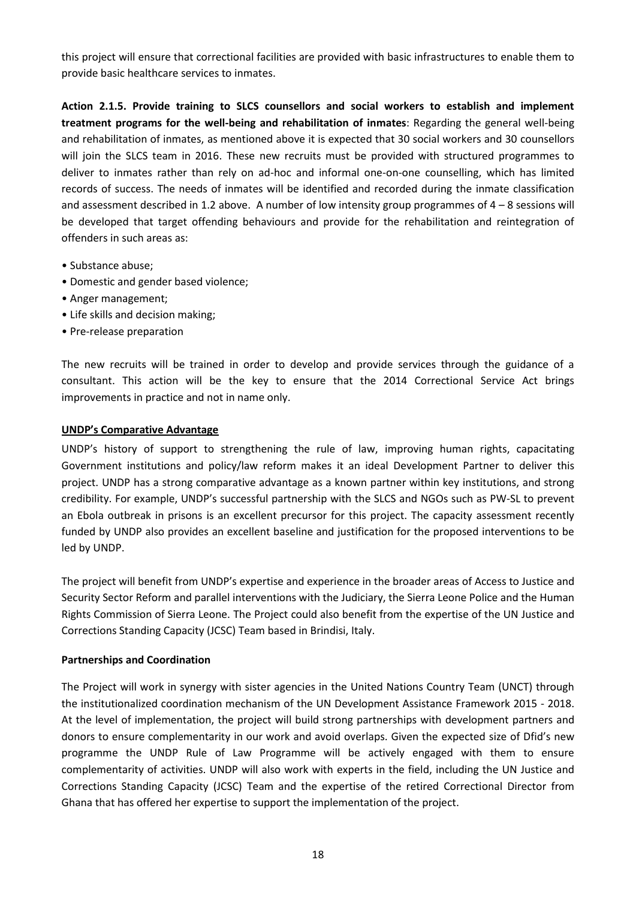this project will ensure that correctional facilities are provided with basic infrastructures to enable them to provide basic healthcare services to inmates.

**Action 2.1.5. Provide training to SLCS counsellors and social workers to establish and implement treatment programs for the well-being and rehabilitation of inmates**: Regarding the general well-being and rehabilitation of inmates, as mentioned above it is expected that 30 social workers and 30 counsellors will join the SLCS team in 2016. These new recruits must be provided with structured programmes to deliver to inmates rather than rely on ad-hoc and informal one-on-one counselling, which has limited records of success. The needs of inmates will be identified and recorded during the inmate classification and assessment described in 1.2 above. A number of low intensity group programmes of 4 – 8 sessions will be developed that target offending behaviours and provide for the rehabilitation and reintegration of offenders in such areas as:

- Substance abuse;
- Domestic and gender based violence;
- Anger management;
- Life skills and decision making;
- Pre-release preparation

The new recruits will be trained in order to develop and provide services through the guidance of a consultant. This action will be the key to ensure that the 2014 Correctional Service Act brings improvements in practice and not in name only.

**UNDP's Comparative Advantage**

UNDP's history of support to strengthening the rule of law, improving human rights, capacitating Government institutions and policy/law reform makes it an ideal Development Partner to deliver this project. UNDP has a strong comparative advantage as a known partner within key institutions, and strong credibility. For example, UNDP's successful partnership with the SLCS and NGOs such as PW-SL to prevent an Ebola outbreak in prisons is an excellent precursor for this project. The capacity assessment recently funded by UNDP also provides an excellent baseline and justification for the proposed interventions to be led by UNDP.

The project will benefit from UNDP's expertise and experience in the broader areas of Access to Justice and Security Sector Reform and parallel interventions with the Judiciary, the Sierra Leone Police and the Human Rights Commission of Sierra Leone. The Project could also benefit from the expertise of the UN Justice and Corrections Standing Capacity (JCSC) Team based in Brindisi, Italy.

**Partnerships and Coordination**

The Project will work in synergy with sister agencies in the United Nations Country Team (UNCT) through the institutionalized coordination mechanism of the UN Development Assistance Framework 2015 - 2018. At the level of implementation, the project will build strong partnerships with development partners and donors to ensure complementarity in our work and avoid overlaps. Given the expected size of Dfid's new programme the UNDP Rule of Law Programme will be actively engaged with them to ensure complementarity of activities. UNDP will also work with experts in the field, including the UN Justice and Corrections Standing Capacity (JCSC) Team and the expertise of the retired Correctional Director from Ghana that has offered her expertise to support the implementation of the project.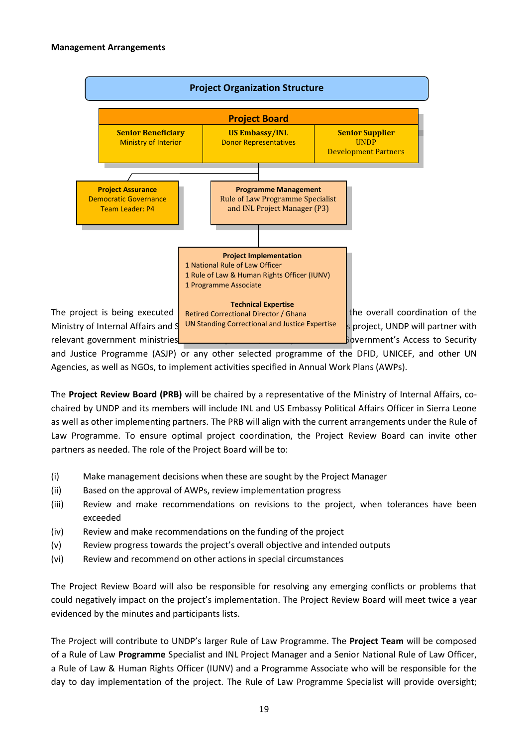**Management Arrangements**

**Project Organization Structure**

**Project Board**

| **Senior Beneficiary** | **US Embassy/INL** | **Senior Supplier** |
|---|---|---|
| Ministry of Interior | Donor Representatives | UNDP Development Partners |

**Project Assurance**
Democratic Governance Team Leader: P4

**Programme Management**
Rule of Law Programme Specialist and INL Project Manager (P3)

**Project Implementation**
1 National Rule of Law Officer
1 Rule of Law & Human Rights Officer (IUNV)
1 Programme Associate

**Technical Expertise**
Retired Correctional Director / Ghana
UN Standing Correctional and Justice Expertise

The project is being executed [...] the overall coordination of the Ministry of Internal Affairs and S[...] project, UNDP will partner with relevant government ministries[...] Government's Access to Security and Justice Programme (ASJP) or any other selected programme of the DFID, UNICEF, and other UN Agencies, as well as NGOs, to implement activities specified in Annual Work Plans (AWPs).

The **Project Review Board (PRB)** will be chaired by a representative of the Ministry of Internal Affairs, co-chaired by UNDP and its members will include INL and US Embassy Political Affairs Officer in Sierra Leone as well as other implementing partners. The PRB will align with the current arrangements under the Rule of Law Programme. To ensure optimal project coordination, the Project Review Board can invite other partners as needed. The role of the Project Board will be to:

- (i) Make management decisions when these are sought by the Project Manager
- (ii) Based on the approval of AWPs, review implementation progress
- (iii) Review and make recommendations on revisions to the project, when tolerances have been exceeded
- (iv) Review and make recommendations on the funding of the project
- (v) Review progress towards the project's overall objective and intended outputs
- (vi) Review and recommend on other actions in special circumstances

The Project Review Board will also be responsible for resolving any emerging conflicts or problems that could negatively impact on the project's implementation. The Project Review Board will meet twice a year evidenced by the minutes and participants lists.

The Project will contribute to UNDP's larger Rule of Law Programme. The **Project Team** will be composed of a Rule of Law **Programme** Specialist and INL Project Manager and a Senior National Rule of Law Officer, a Rule of Law & Human Rights Officer (IUNV) and a Programme Associate who will be responsible for the day to day implementation of the project. The Rule of Law Programme Specialist will provide oversight;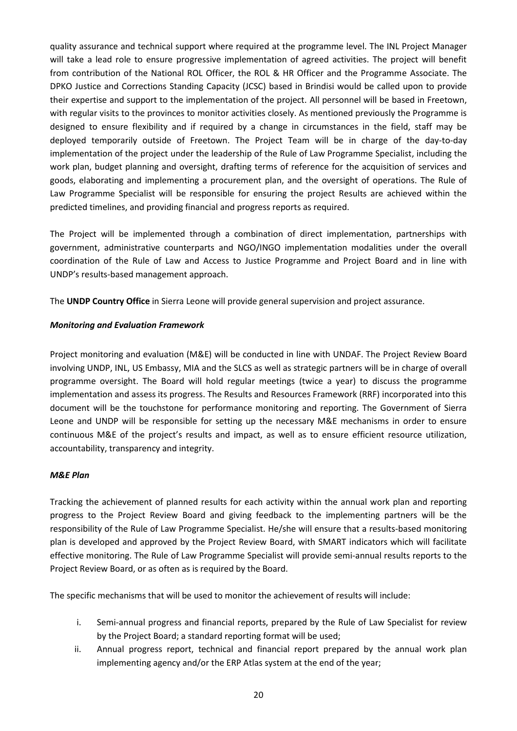quality assurance and technical support where required at the programme level. The INL Project Manager will take a lead role to ensure progressive implementation of agreed activities. The project will benefit from contribution of the National ROL Officer, the ROL & HR Officer and the Programme Associate. The DPKO Justice and Corrections Standing Capacity (JCSC) based in Brindisi would be called upon to provide their expertise and support to the implementation of the project. All personnel will be based in Freetown, with regular visits to the provinces to monitor activities closely. As mentioned previously the Programme is designed to ensure flexibility and if required by a change in circumstances in the field, staff may be deployed temporarily outside of Freetown. The Project Team will be in charge of the day-to-day implementation of the project under the leadership of the Rule of Law Programme Specialist, including the work plan, budget planning and oversight, drafting terms of reference for the acquisition of services and goods, elaborating and implementing a procurement plan, and the oversight of operations. The Rule of Law Programme Specialist will be responsible for ensuring the project Results are achieved within the predicted timelines, and providing financial and progress reports as required.

The Project will be implemented through a combination of direct implementation, partnerships with government, administrative counterparts and NGO/INGO implementation modalities under the overall coordination of the Rule of Law and Access to Justice Programme and Project Board and in line with UNDP's results-based management approach.

The **UNDP Country Office** in Sierra Leone will provide general supervision and project assurance.

***Monitoring and Evaluation Framework***

Project monitoring and evaluation (M&E) will be conducted in line with UNDAF. The Project Review Board involving UNDP, INL, US Embassy, MIA and the SLCS as well as strategic partners will be in charge of overall programme oversight. The Board will hold regular meetings (twice a year) to discuss the programme implementation and assess its progress. The Results and Resources Framework (RRF) incorporated into this document will be the touchstone for performance monitoring and reporting. The Government of Sierra Leone and UNDP will be responsible for setting up the necessary M&E mechanisms in order to ensure continuous M&E of the project's results and impact, as well as to ensure efficient resource utilization, accountability, transparency and integrity.

***M&E Plan***

Tracking the achievement of planned results for each activity within the annual work plan and reporting progress to the Project Review Board and giving feedback to the implementing partners will be the responsibility of the Rule of Law Programme Specialist. He/she will ensure that a results-based monitoring plan is developed and approved by the Project Review Board, with SMART indicators which will facilitate effective monitoring. The Rule of Law Programme Specialist will provide semi-annual results reports to the Project Review Board, or as often as is required by the Board.

The specific mechanisms that will be used to monitor the achievement of results will include:

i. Semi-annual progress and financial reports, prepared by the Rule of Law Specialist for review by the Project Board; a standard reporting format will be used;
ii. Annual progress report, technical and financial report prepared by the annual work plan implementing agency and/or the ERP Atlas system at the end of the year;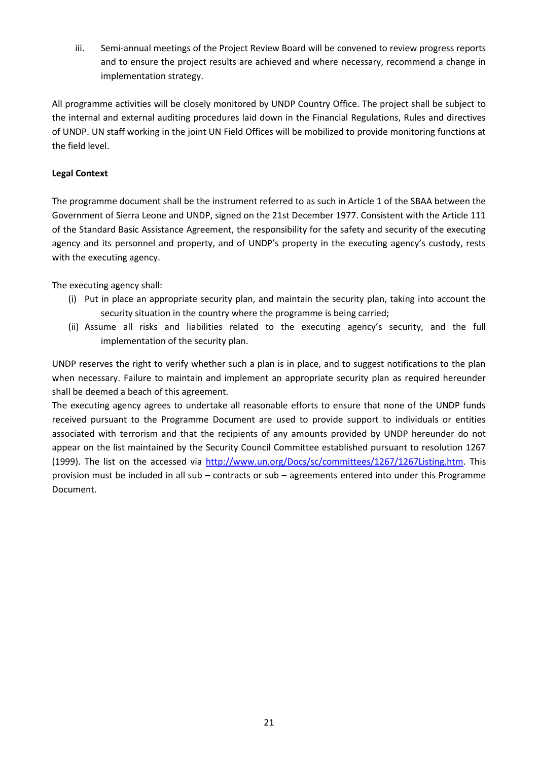iii. Semi-annual meetings of the Project Review Board will be convened to review progress reports and to ensure the project results are achieved and where necessary, recommend a change in implementation strategy.

All programme activities will be closely monitored by UNDP Country Office. The project shall be subject to the internal and external auditing procedures laid down in the Financial Regulations, Rules and directives of UNDP. UN staff working in the joint UN Field Offices will be mobilized to provide monitoring functions at the field level.

**Legal Context**

The programme document shall be the instrument referred to as such in Article 1 of the SBAA between the Government of Sierra Leone and UNDP, signed on the 21st December 1977. Consistent with the Article 111 of the Standard Basic Assistance Agreement, the responsibility for the safety and security of the executing agency and its personnel and property, and of UNDP's property in the executing agency's custody, rests with the executing agency.

The executing agency shall:

(i) Put in place an appropriate security plan, and maintain the security plan, taking into account the security situation in the country where the programme is being carried;

(ii) Assume all risks and liabilities related to the executing agency's security, and the full implementation of the security plan.

UNDP reserves the right to verify whether such a plan is in place, and to suggest notifications to the plan when necessary. Failure to maintain and implement an appropriate security plan as required hereunder shall be deemed a beach of this agreement.

The executing agency agrees to undertake all reasonable efforts to ensure that none of the UNDP funds received pursuant to the Programme Document are used to provide support to individuals or entities associated with terrorism and that the recipients of any amounts provided by UNDP hereunder do not appear on the list maintained by the Security Council Committee established pursuant to resolution 1267 (1999). The list on the accessed via http://www.un.org/Docs/sc/committees/1267/1267Listing.htm. This provision must be included in all sub – contracts or sub – agreements entered into under this Programme Document.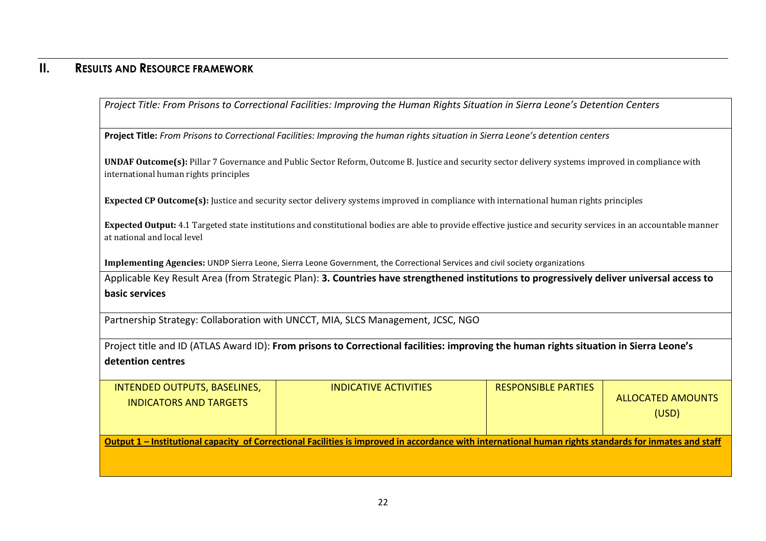## II. Results and Resource Framework

*Project Title: From Prisons to Correctional Facilities: Improving the Human Rights Situation in Sierra Leone's Detention Centers*

**Project Title:** *From Prisons to Correctional Facilities: Improving the human rights situation in Sierra Leone's detention centers*

**UNDAF Outcome(s):** Pillar 7 Governance and Public Sector Reform, Outcome B. Justice and security sector delivery systems improved in compliance with international human rights principles

**Expected CP Outcome(s):** Justice and security sector delivery systems improved in compliance with international human rights principles

**Expected Output:** 4.1 Targeted state institutions and constitutional bodies are able to provide effective justice and security services in an accountable manner at national and local level

**Implementing Agencies:** UNDP Sierra Leone, Sierra Leone Government, the Correctional Services and civil society organizations

Applicable Key Result Area (from Strategic Plan): **3. Countries have strengthened institutions to progressively deliver universal access to basic services**

Partnership Strategy: Collaboration with UNCCT, MIA, SLCS Management, JCSC, NGO

Project title and ID (ATLAS Award ID): **From prisons to Correctional facilities: improving the human rights situation in Sierra Leone's detention centres**

| INTENDED OUTPUTS, BASELINES, INDICATORS AND TARGETS | INDICATIVE ACTIVITIES | RESPONSIBLE PARTIES | ALLOCATED AMOUNTS (USD) |
|---|---|---|---|
| **Output 1 – Institutional capacity of Correctional Facilities is improved in accordance with international human rights standards for inmates and staff** | | | |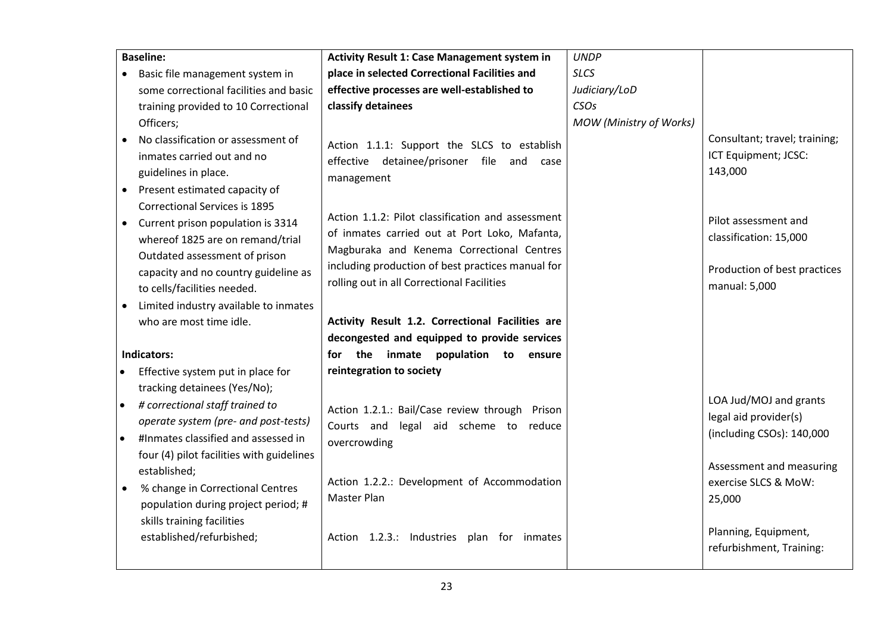| | | | |
|---|---|---|---|
| **Baseline:**<br>• Basic file management system in some correctional facilities and basic training provided to 10 Correctional Officers;<br>• No classification or assessment of inmates carried out and no guidelines in place.<br>• Present estimated capacity of Correctional Services is 1895<br>• Current prison population is 3314 whereof 1825 are on remand/trial Outdated assessment of prison capacity and no country guideline as to cells/facilities needed.<br>• Limited industry available to inmates who are most time idle.<br><br>**Indicators:**<br>• Effective system put in place for tracking detainees (Yes/No);<br>• *# correctional staff trained to operate system (pre- and post-tests)*<br>• #Inmates classified and assessed in four (4) pilot facilities with guidelines established;<br>• % change in Correctional Centres population during project period; # skills training facilities established/refurbished; | **Activity Result 1: Case Management system in place in selected Correctional Facilities and effective processes are well-established to classify detainees**<br><br>Action 1.1.1: Support the SLCS to establish effective detainee/prisoner file and case management<br><br>Action 1.1.2: Pilot classification and assessment of inmates carried out at Port Loko, Mafanta, Magburaka and Kenema Correctional Centres including production of best practices manual for rolling out in all Correctional Facilities<br><br>**Activity Result 1.2. Correctional Facilities are decongested and equipped to provide services for the inmate population to ensure reintegration to society**<br><br>Action 1.2.1.: Bail/Case review through Prison Courts and legal aid scheme to reduce overcrowding<br><br>Action 1.2.2.: Development of Accommodation Master Plan<br><br>Action 1.2.3.: Industries plan for inmates | *UNDP*<br>*SLCS*<br>*Judiciary/LoD*<br>*CSOs*<br>*MOW (Ministry of Works)* | Consultant; travel; training; ICT Equipment; JCSC: 143,000<br><br>Pilot assessment and classification: 15,000<br><br>Production of best practices manual: 5,000<br><br>LOA Jud/MOJ and grants legal aid provider(s) (including CSOs): 140,000<br><br>Assessment and measuring exercise SLCS & MoW: 25,000<br><br>Planning, Equipment, refurbishment, Training: |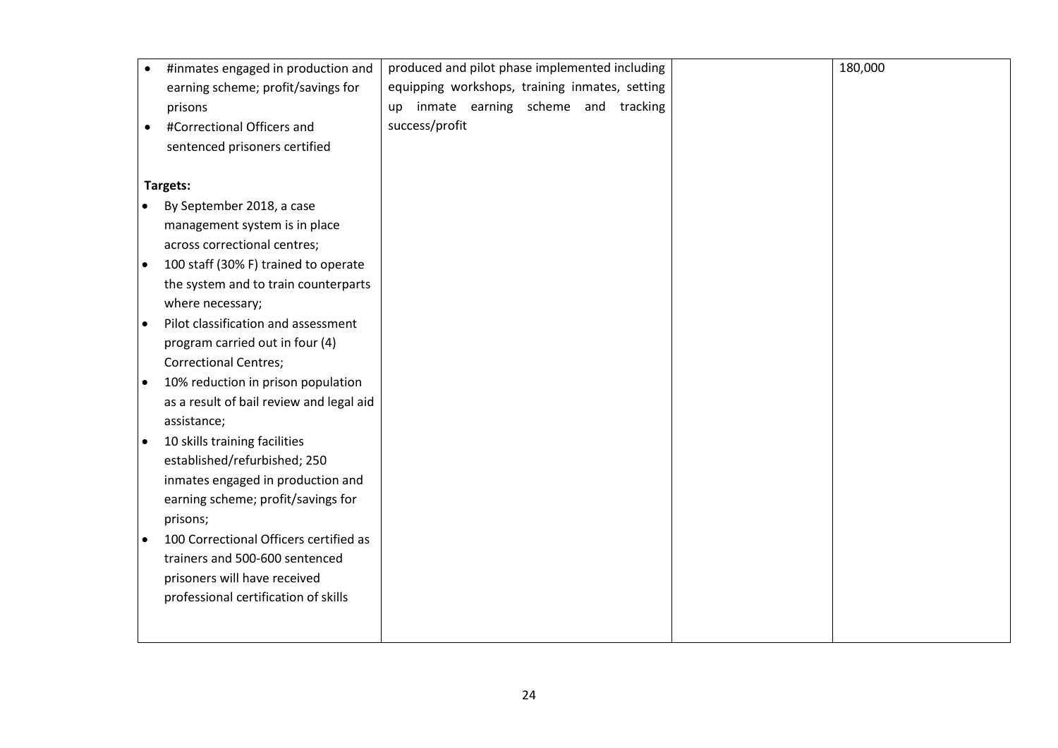| | | | |
|---|---|---|---|
| • #inmates engaged in production and earning scheme; profit/savings for prisons<br>• #Correctional Officers and sentenced prisoners certified<br><br>**Targets:**<br>• By September 2018, a case management system is in place across correctional centres;<br>• 100 staff (30% F) trained to operate the system and to train counterparts where necessary;<br>• Pilot classification and assessment program carried out in four (4) Correctional Centres;<br>• 10% reduction in prison population as a result of bail review and legal aid assistance;<br>• 10 skills training facilities established/refurbished; 250 inmates engaged in production and earning scheme; profit/savings for prisons;<br>• 100 Correctional Officers certified as trainers and 500-600 sentenced prisoners will have received professional certification of skills | produced and pilot phase implemented including equipping workshops, training inmates, setting up inmate earning scheme and tracking success/profit | | 180,000 |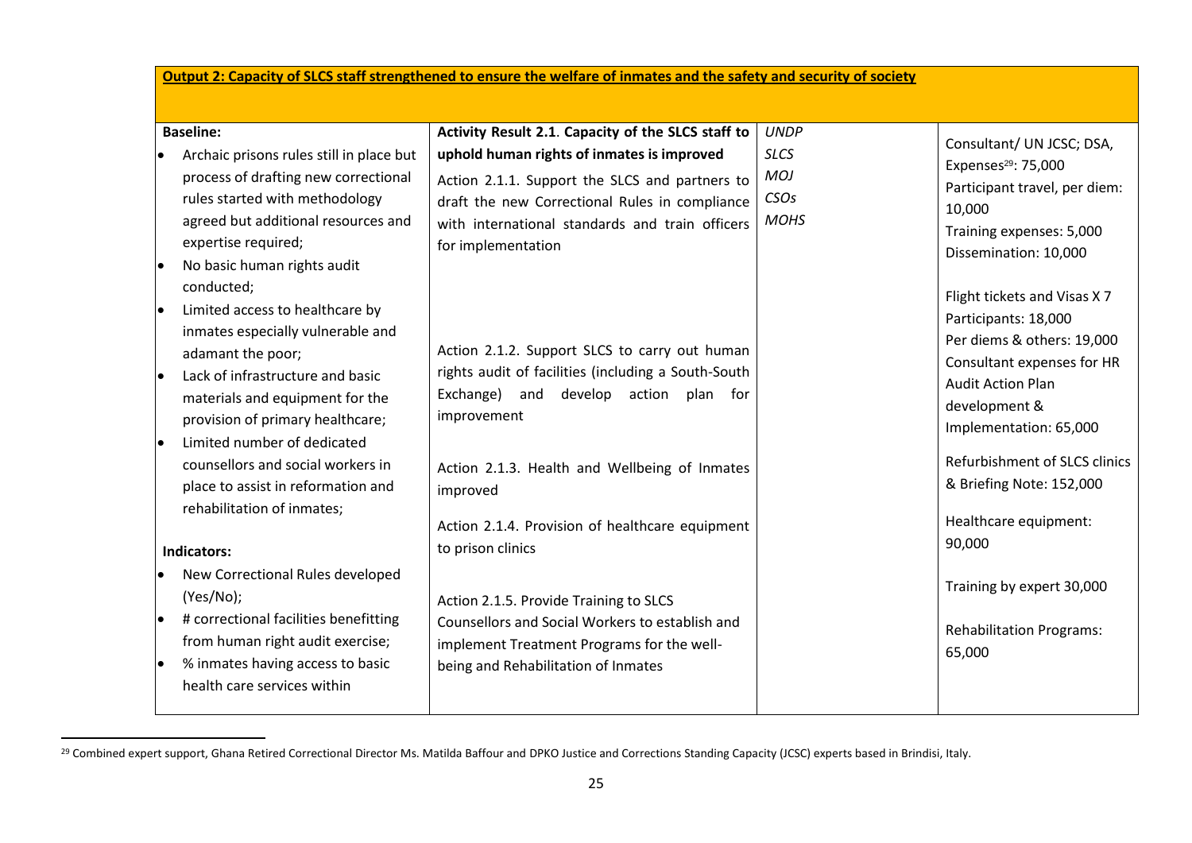| **Output 2: Capacity of SLCS staff strengthened to ensure the welfare of inmates and the safety and security of society** | | | |
|---|---|---|---|
| **Baseline:**<br>• Archaic prisons rules still in place but process of drafting new correctional rules started with methodology agreed but additional resources and expertise required;<br>• No basic human rights audit conducted;<br>• Limited access to healthcare by inmates especially vulnerable and adamant the poor;<br>• Lack of infrastructure and basic materials and equipment for the provision of primary healthcare;<br>• Limited number of dedicated counsellors and social workers in place to assist in reformation and rehabilitation of inmates;<br><br>**Indicators:**<br>• New Correctional Rules developed (Yes/No);<br>• # correctional facilities benefitting from human right audit exercise;<br>• % inmates having access to basic health care services within | **Activity Result 2.1. Capacity of the SLCS staff to uphold human rights of inmates is improved**<br>Action 2.1.1. Support the SLCS and partners to draft the new Correctional Rules in compliance with international standards and train officers for implementation<br><br>Action 2.1.2. Support SLCS to carry out human rights audit of facilities (including a South-South Exchange) and develop action plan for improvement<br><br>Action 2.1.3. Health and Wellbeing of Inmates improved<br><br>Action 2.1.4. Provision of healthcare equipment to prison clinics<br><br>Action 2.1.5. Provide Training to SLCS Counsellors and Social Workers to establish and implement Treatment Programs for the well-being and Rehabilitation of Inmates | *UNDP*<br>*SLCS*<br>*MOJ*<br>*CSOs*<br>*MOHS* | Consultant/ UN JCSC; DSA, Expenses[29]: 75,000<br>Participant travel, per diem: 10,000<br>Training expenses: 5,000<br>Dissemination: 10,000<br><br>Flight tickets and Visas X 7 Participants: 18,000<br>Per diems & others: 19,000<br>Consultant expenses for HR Audit Action Plan development & Implementation: 65,000<br><br>Refurbishment of SLCS clinics & Briefing Note: 152,000<br><br>Healthcare equipment: 90,000<br><br>Training by expert 30,000<br><br>Rehabilitation Programs: 65,000 |

[29] Combined expert support, Ghana Retired Correctional Director Ms. Matilda Baffour and DPKO Justice and Corrections Standing Capacity (JCSC) experts based in Brindisi, Italy.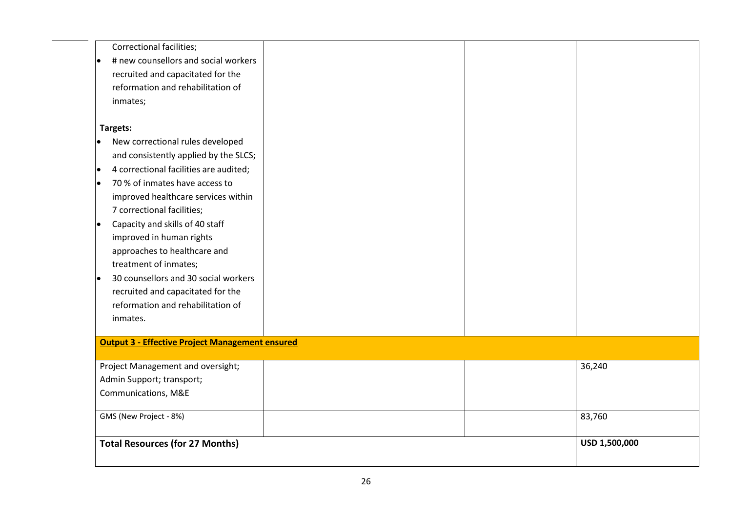| | | | |
|---|---|---|---|
| Correctional facilities;<br>• # new counsellors and social workers recruited and capacitated for the reformation and rehabilitation of inmates;<br><br>**Targets:**<br>• New correctional rules developed and consistently applied by the SLCS;<br>• 4 correctional facilities are audited;<br>• 70 % of inmates have access to improved healthcare services within 7 correctional facilities;<br>• Capacity and skills of 40 staff improved in human rights approaches to healthcare and treatment of inmates;<br>• 30 counsellors and 30 social workers recruited and capacitated for the reformation and rehabilitation of inmates. | | | |
| **Output 3 - Effective Project Management ensured** | | | |
| Project Management and oversight; Admin Support; transport; Communications, M&E | | | 36,240 |
| GMS (New Project - 8%) | | | 83,760 |
| **Total Resources (for 27 Months)** | | | **USD 1,500,000** |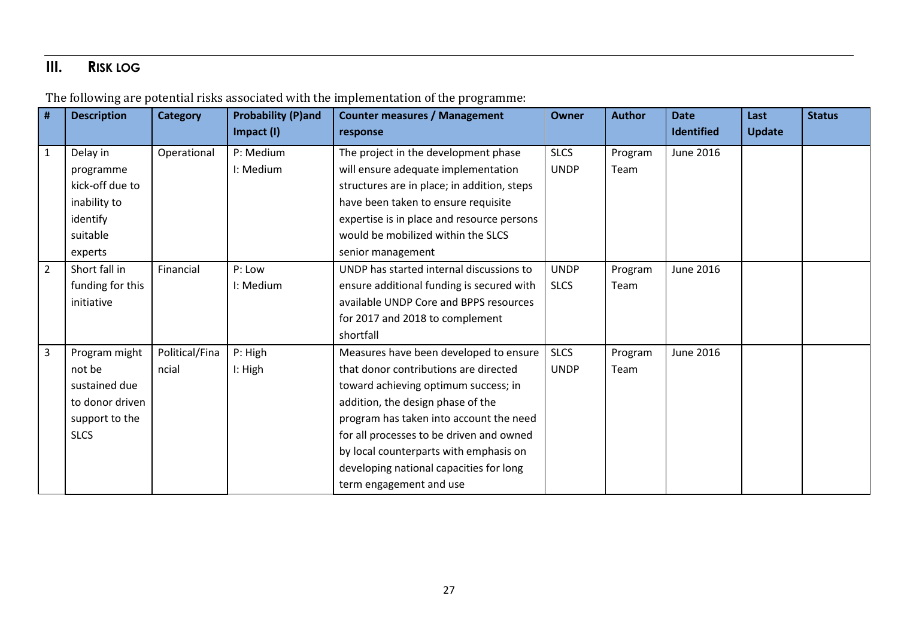## III. Risk Log

The following are potential risks associated with the implementation of the programme:

| # | Description | Category | Probability (P)and Impact (I) | Counter measures / Management response | Owner | Author | Date Identified | Last Update | Status |
|---|---|---|---|---|---|---|---|---|---|
| 1 | Delay in programme kick-off due to inability to identify suitable experts | Operational | P: Medium<br>I: Medium | The project in the development phase will ensure adequate implementation structures are in place; in addition, steps have been taken to ensure requisite expertise is in place and resource persons would be mobilized within the SLCS senior management | SLCS<br>UNDP | Program Team | June 2016 | | |
| 2 | Short fall in funding for this initiative | Financial | P: Low<br>I: Medium | UNDP has started internal discussions to ensure additional funding is secured with available UNDP Core and BPPS resources for 2017 and 2018 to complement shortfall | UNDP<br>SLCS | Program Team | June 2016 | | |
| 3 | Program might not be sustained due to donor driven support to the SLCS | Political/Financial | P: High<br>I: High | Measures have been developed to ensure that donor contributions are directed toward achieving optimum success; in addition, the design phase of the program has taken into account the need for all processes to be driven and owned by local counterparts with emphasis on developing national capacities for long term engagement and use | SLCS<br>UNDP | Program Team | June 2016 | | |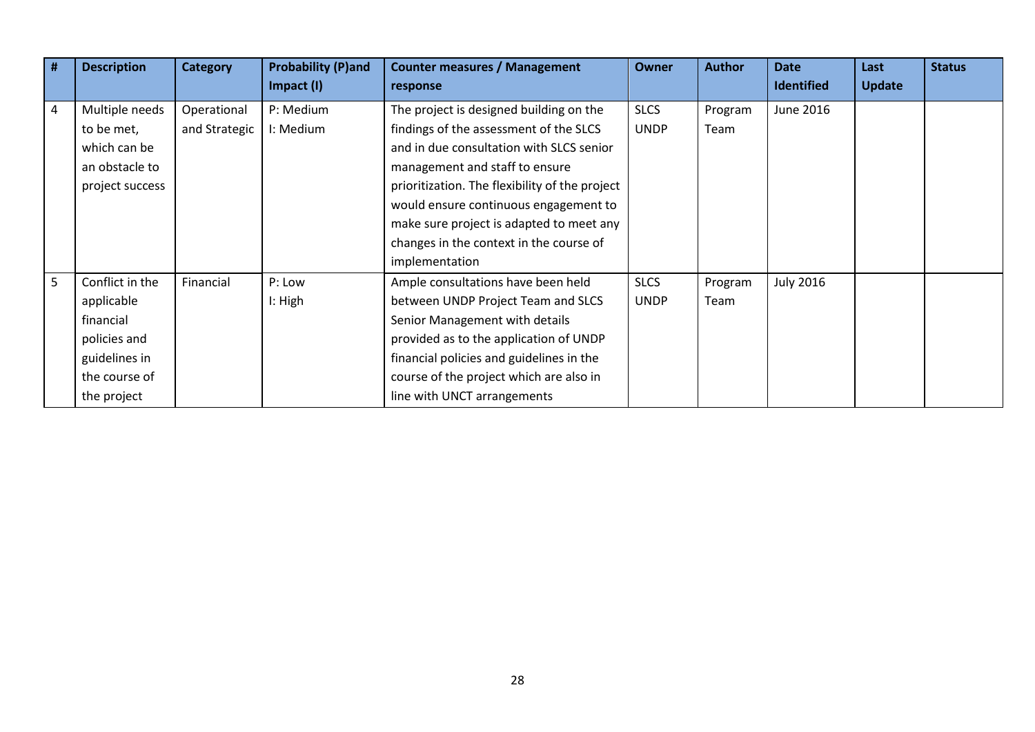| # | Description | Category | Probability (P)and Impact (I) | Counter measures / Management response | Owner | Author | Date Identified | Last Update | Status |
|---|---|---|---|---|---|---|---|---|---|
| 4 | Multiple needs to be met, which can be an obstacle to project success | Operational and Strategic | P: Medium<br>I: Medium | The project is designed building on the findings of the assessment of the SLCS and in due consultation with SLCS senior management and staff to ensure prioritization. The flexibility of the project would ensure continuous engagement to make sure project is adapted to meet any changes in the context in the course of implementation | SLCS<br>UNDP | Program Team | June 2016 | | |
| 5 | Conflict in the applicable financial policies and guidelines in the course of the project | Financial | P: Low<br>I: High | Ample consultations have been held between UNDP Project Team and SLCS Senior Management with details provided as to the application of UNDP financial policies and guidelines in the course of the project which are also in line with UNCT arrangements | SLCS<br>UNDP | Program Team | July 2016 | | |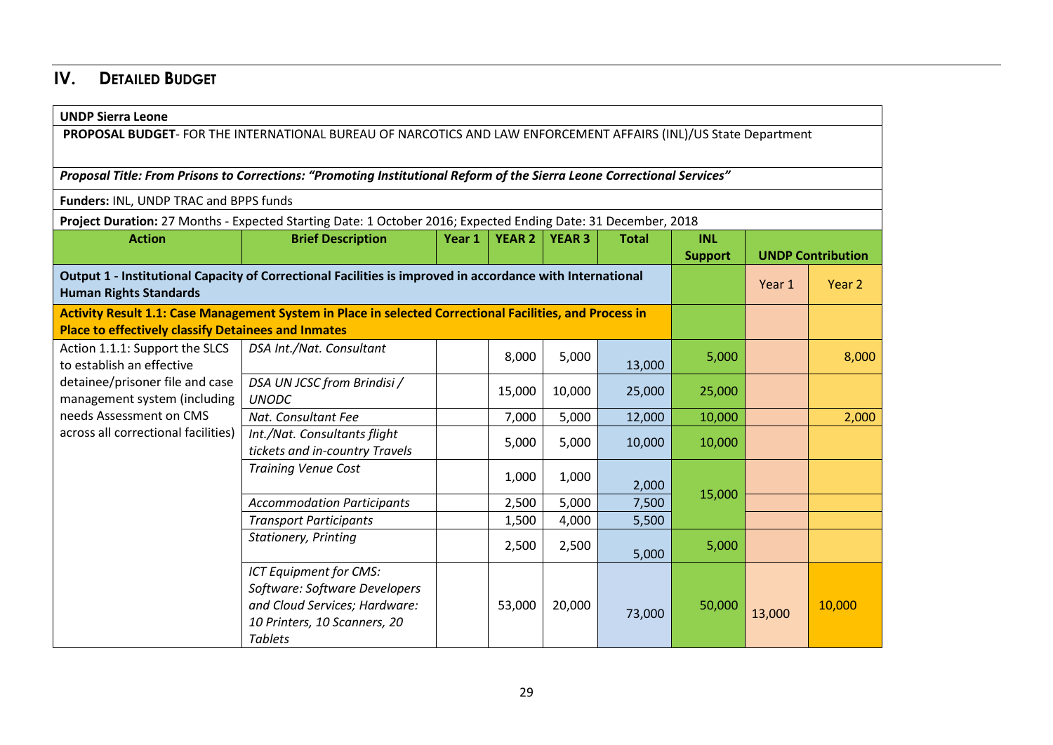## IV. DETAILED BUDGET

| **UNDP Sierra Leone** | | | | | | | | |
|---|---|---|---|---|---|---|---|---|
| **PROPOSAL BUDGET**- FOR THE INTERNATIONAL BUREAU OF NARCOTICS AND LAW ENFORCEMENT AFFAIRS (INL)/US State Department | | | | | | | | |
| ***Proposal Title: From Prisons to Corrections: "Promoting Institutional Reform of the Sierra Leone Correctional Services"*** | | | | | | | | |
| **Funders:** INL, UNDP TRAC and BPPS funds | | | | | | | | |
| **Project Duration:** 27 Months - Expected Starting Date: 1 October 2016; Expected Ending Date: 31 December, 2018 | | | | | | | | |
| **Action** | **Brief Description** | **Year 1** | **YEAR 2** | **YEAR 3** | **Total** | **INL Support** | **UNDP Contribution** | |
| **Output 1 - Institutional Capacity of Correctional Facilities is improved in accordance with International Human Rights Standards** | | | | | | | Year 1 | Year 2 |
| **Activity Result 1.1: Case Management System in Place in selected Correctional Facilities, and Process in Place to effectively classify Detainees and Inmates** | | | | | | | | |
| Action 1.1.1: Support the SLCS to establish an effective detainee/prisoner file and case management system (including needs Assessment on CMS across all correctional facilities) | *DSA Int./Nat. Consultant* | | 8,000 | 5,000 | 13,000 | 5,000 | | 8,000 |
| | *DSA UN JCSC from Brindisi / UNODC* | | 15,000 | 10,000 | 25,000 | 25,000 | | |
| | *Nat. Consultant Fee* | | 7,000 | 5,000 | 12,000 | 10,000 | | 2,000 |
| | *Int./Nat. Consultants flight tickets and in-country Travels* | | 5,000 | 5,000 | 10,000 | 10,000 | | |
| | *Training Venue Cost* | | 1,000 | 1,000 | 2,000 | 15,000 | | |
| | *Accommodation Participants* | | 2,500 | 5,000 | 7,500 | | | |
| | *Transport Participants* | | 1,500 | 4,000 | 5,500 | | | |
| | *Stationery, Printing* | | 2,500 | 2,500 | 5,000 | 5,000 | | |
| | *ICT Equipment for CMS: Software: Software Developers and Cloud Services; Hardware: 10 Printers, 10 Scanners, 20 Tablets* | | 53,000 | 20,000 | 73,000 | 50,000 | 13,000 | 10,000 |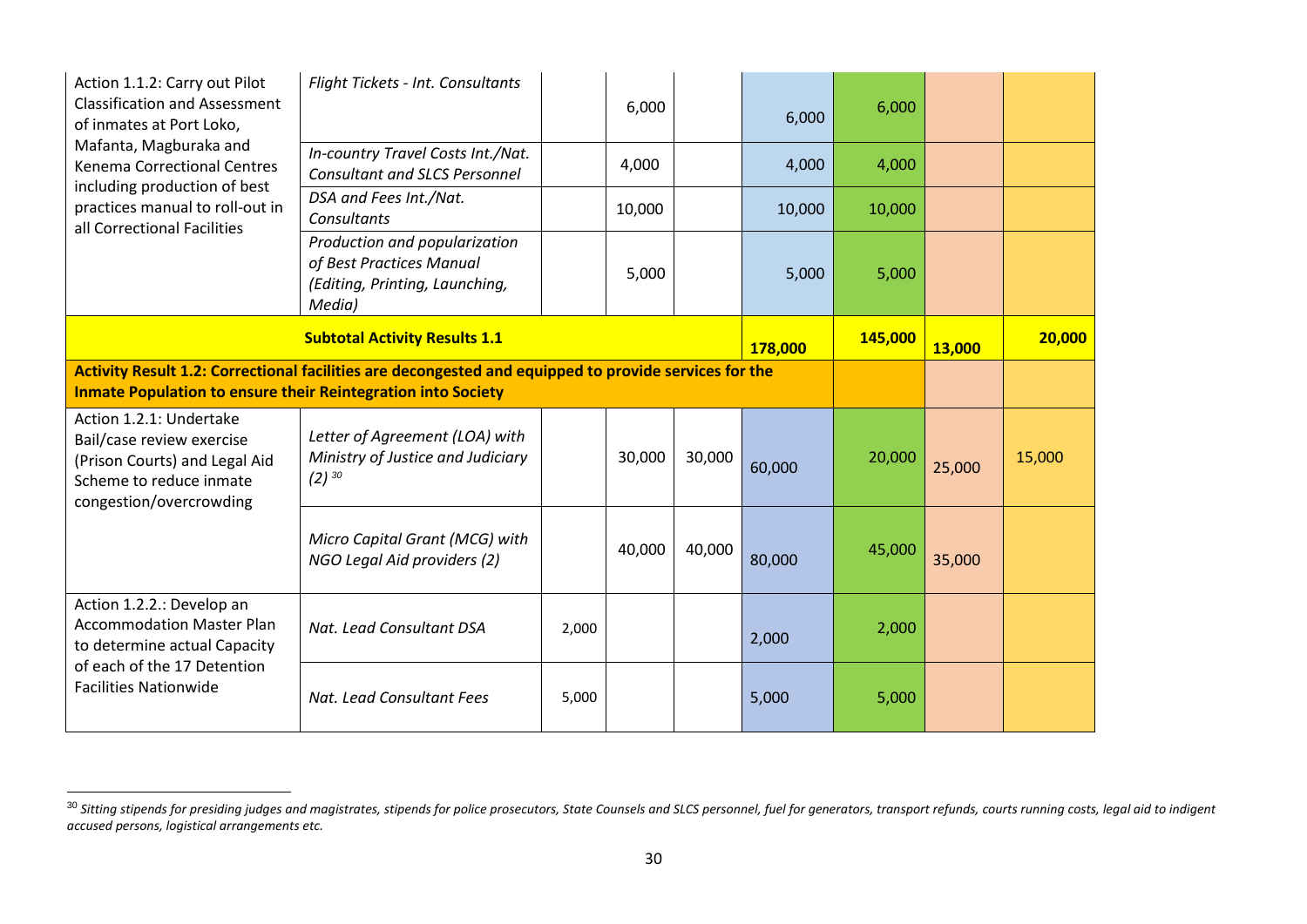| | | | | | | | | |
|---|---|---|---|---|---|---|---|---|
| Action 1.1.2: Carry out Pilot Classification and Assessment of inmates at Port Loko, Mafanta, Magburaka and Kenema Correctional Centres including production of best practices manual to roll-out in all Correctional Facilities | *Flight Tickets - Int. Consultants* | | 6,000 | | 6,000 | 6,000 | | |
| | *In-country Travel Costs Int./Nat. Consultant and SLCS Personnel* | | 4,000 | | 4,000 | 4,000 | | |
| | *DSA and Fees Int./Nat. Consultants* | | 10,000 | | 10,000 | 10,000 | | |
| | *Production and popularization of Best Practices Manual (Editing, Printing, Launching, Media)* | | 5,000 | | 5,000 | 5,000 | | |
| **Subtotal Activity Results 1.1** | | | | | **178,000** | **145,000** | **13,000** | **20,000** |
| **Activity Result 1.2: Correctional facilities are decongested and equipped to provide services for the Inmate Population to ensure their Reintegration into Society** | | | | | | | | |
| Action 1.2.1: Undertake Bail/case review exercise (Prison Courts) and Legal Aid Scheme to reduce inmate congestion/overcrowding | *Letter of Agreement (LOA) with Ministry of Justice and Judiciary (2)* [30] | | 30,000 | 30,000 | 60,000 | 20,000 | 25,000 | 15,000 |
| | *Micro Capital Grant (MCG) with NGO Legal Aid providers (2)* | | 40,000 | 40,000 | 80,000 | 45,000 | 35,000 | |
| Action 1.2.2.: Develop an Accommodation Master Plan to determine actual Capacity of each of the 17 Detention Facilities Nationwide | *Nat. Lead Consultant DSA* | 2,000 | | | 2,000 | 2,000 | | |
| | *Nat. Lead Consultant Fees* | 5,000 | | | 5,000 | 5,000 | | |

[30] *Sitting stipends for presiding judges and magistrates, stipends for police prosecutors, State Counsels and SLCS personnel, fuel for generators, transport refunds, courts running costs, legal aid to indigent accused persons, logistical arrangements etc.*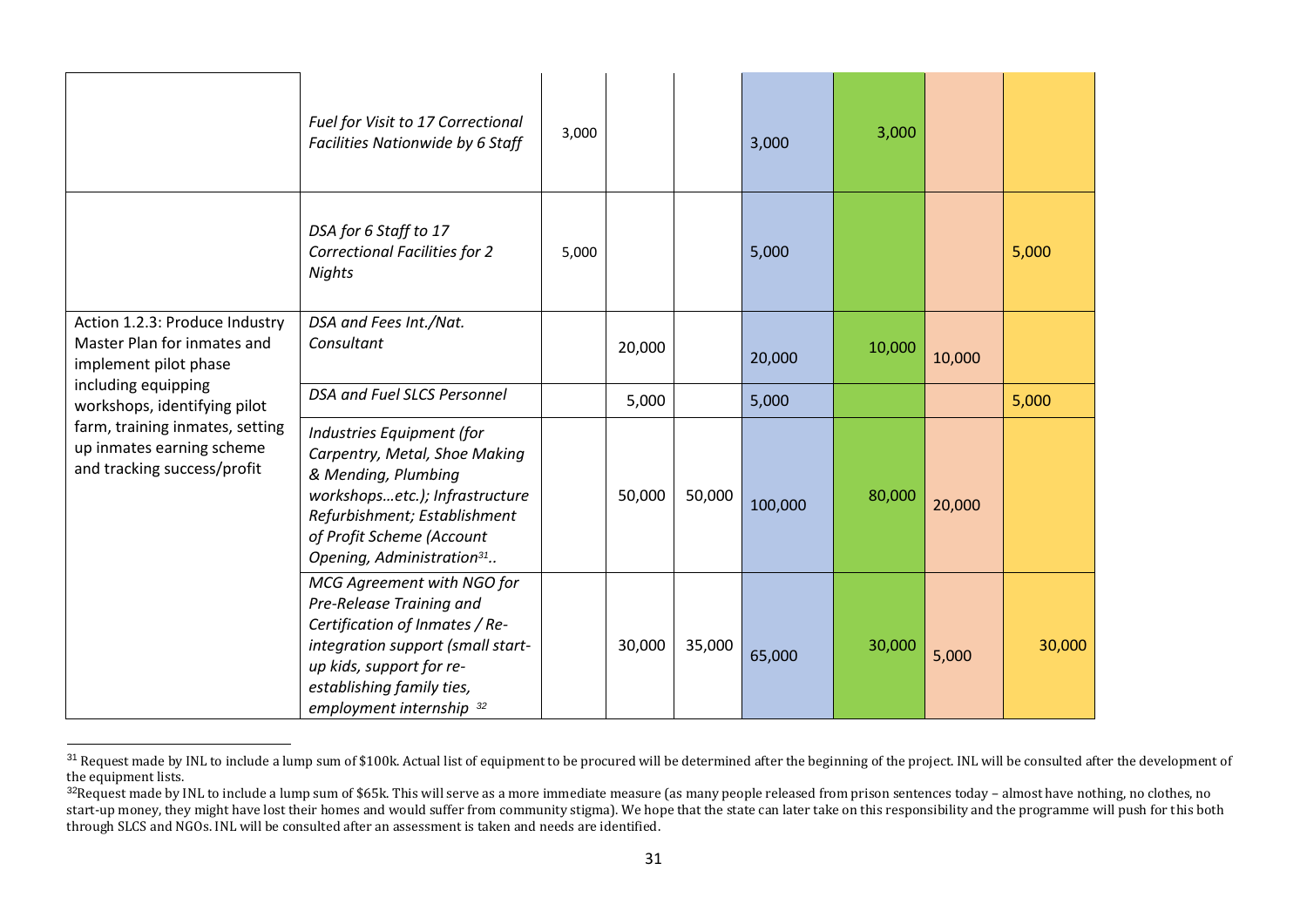| | | | | | | | | |
|---|---|---|---|---|---|---|---|---|
| | *Fuel for Visit to 17 Correctional Facilities Nationwide by 6 Staff* | 3,000 | | | 3,000 | 3,000 | | |
| | *DSA for 6 Staff to 17 Correctional Facilities for 2 Nights* | 5,000 | | | 5,000 | | | 5,000 |
| Action 1.2.3: Produce Industry Master Plan for inmates and implement pilot phase including equipping workshops, identifying pilot farm, training inmates, setting up inmates earning scheme and tracking success/profit | *DSA and Fees Int./Nat. Consultant* | | 20,000 | | 20,000 | 10,000 | 10,000 | |
| | *DSA and Fuel SLCS Personnel* | | 5,000 | | 5,000 | | | 5,000 |
| | *Industries Equipment (for Carpentry, Metal, Shoe Making & Mending, Plumbing workshops…etc.); Infrastructure Refurbishment; Establishment of Profit Scheme (Account Opening, Administration[31]..* | | 50,000 | 50,000 | 100,000 | 80,000 | 20,000 | |
| | *MCG Agreement with NGO for Pre-Release Training and Certification of Inmates / Re-integration support (small start-up kids, support for re-establishing family ties, employment internship [32]* | | 30,000 | 35,000 | 65,000 | 30,000 | 5,000 | 30,000 |

[31] Request made by INL to include a lump sum of $100k. Actual list of equipment to be procured will be determined after the beginning of the project. INL will be consulted after the development of the equipment lists.

[32] Request made by INL to include a lump sum of $65k. This will serve as a more immediate measure (as many people released from prison sentences today – almost have nothing, no clothes, no start-up money, they might have lost their homes and would suffer from community stigma). We hope that the state can later take on this responsibility and the programme will push for this both through SLCS and NGOs. INL will be consulted after an assessment is taken and needs are identified.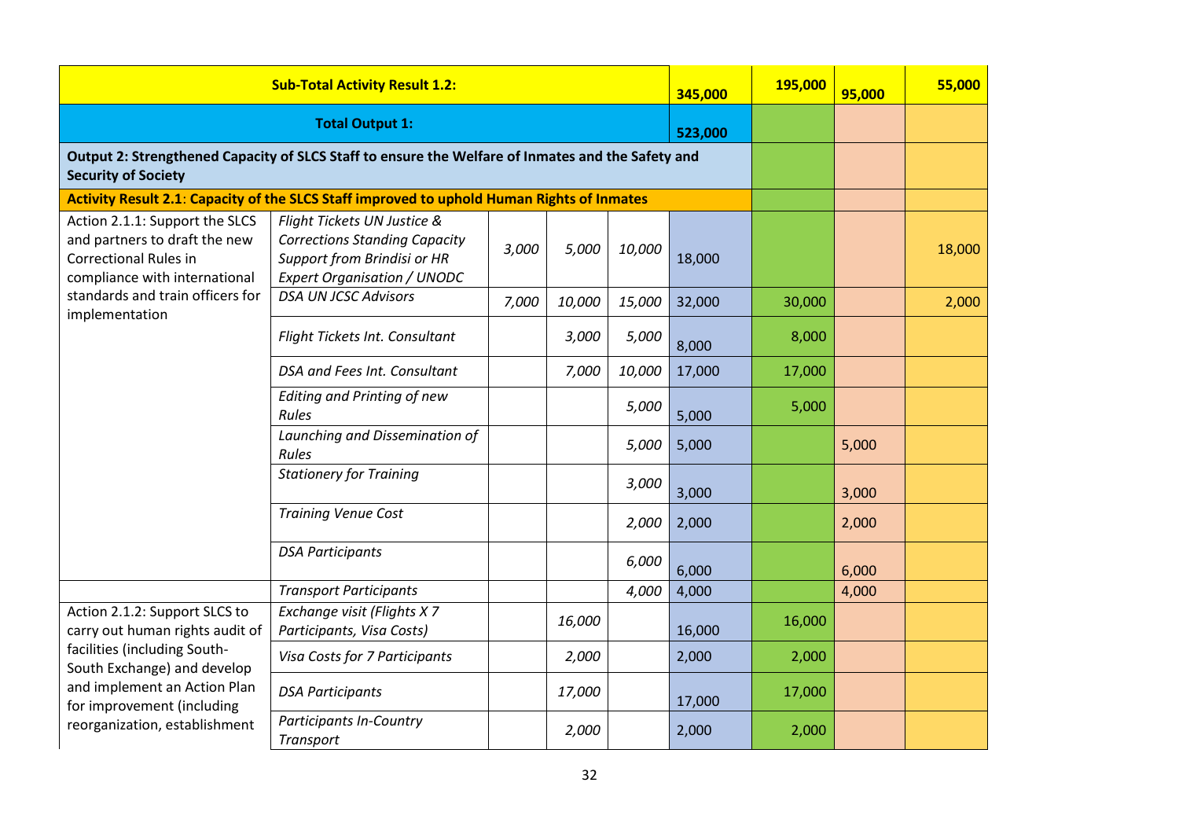| | | | | | | | | |
|---|---|---|---|---|---|---|---|---|
| **Sub-Total Activity Result 1.2:** | | | | | **345,000** | **195,000** | **95,000** | **55,000** |
| **Total Output 1:** | | | | | **523,000** | | | |
| **Output 2: Strengthened Capacity of SLCS Staff to ensure the Welfare of Inmates and the Safety and Security of Society** | | | | | | | | |
| **Activity Result 2.1**: **Capacity of the SLCS Staff improved to uphold Human Rights of Inmates** | | | | | | | | |
| Action 2.1.1: Support the SLCS and partners to draft the new Correctional Rules in compliance with international standards and train officers for implementation | *Flight Tickets UN Justice & Corrections Standing Capacity Support from Brindisi or HR Expert Organisation / UNODC* | *3,000* | *5,000* | *10,000* | 18,000 | | | 18,000 |
| | *DSA UN JCSC Advisors* | *7,000* | *10,000* | *15,000* | 32,000 | 30,000 | | 2,000 |
| | *Flight Tickets Int. Consultant* | | *3,000* | *5,000* | 8,000 | 8,000 | | |
| | *DSA and Fees Int. Consultant* | | *7,000* | *10,000* | 17,000 | 17,000 | | |
| | *Editing and Printing of new Rules* | | | *5,000* | 5,000 | 5,000 | | |
| | *Launching and Dissemination of Rules* | | | *5,000* | 5,000 | | 5,000 | |
| | *Stationery for Training* | | | *3,000* | 3,000 | | 3,000 | |
| | *Training Venue Cost* | | | *2,000* | 2,000 | | 2,000 | |
| | *DSA Participants* | | | *6,000* | 6,000 | | 6,000 | |
| | *Transport Participants* | | | *4,000* | 4,000 | | 4,000 | |
| Action 2.1.2: Support SLCS to carry out human rights audit of facilities (including South-South Exchange) and develop and implement an Action Plan for improvement (including reorganization, establishment | *Exchange visit (Flights X 7 Participants, Visa Costs)* | | *16,000* | | 16,000 | 16,000 | | |
| | *Visa Costs for 7 Participants* | | *2,000* | | 2,000 | 2,000 | | |
| | *DSA Participants* | | *17,000* | | 17,000 | 17,000 | | |
| | *Participants In-Country Transport* | | *2,000* | | 2,000 | 2,000 | | |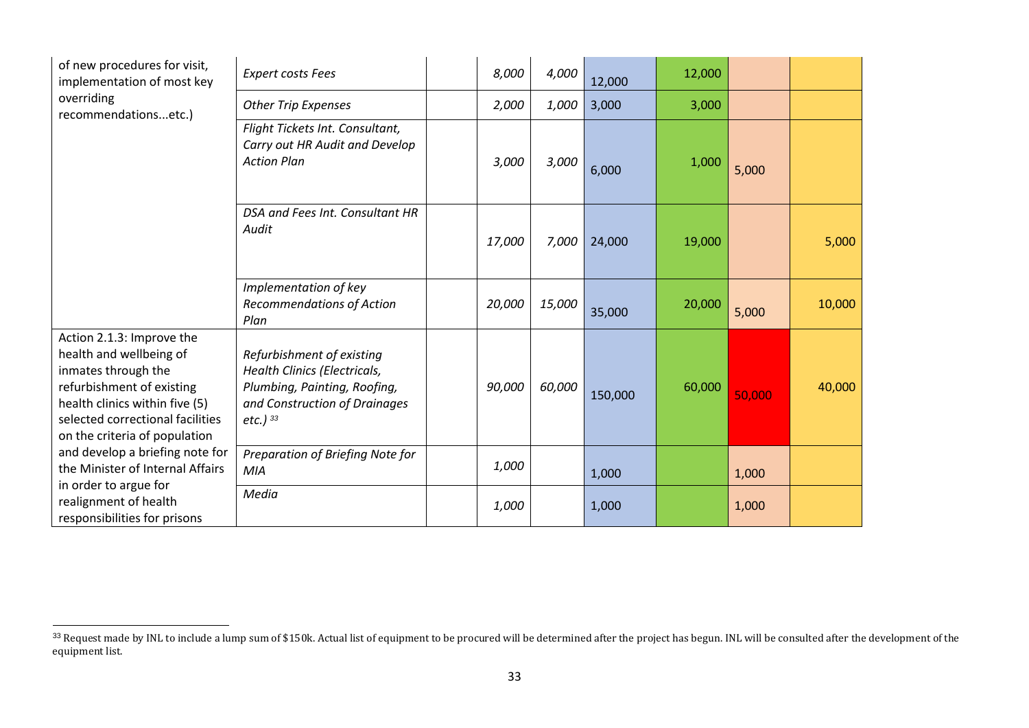| | | | | | | | | |
|---|---|---|---|---|---|---|---|---|
| of new procedures for visit, implementation of most key overriding recommendations...etc.) | *Expert costs Fees* | | *8,000* | *4,000* | 12,000 | 12,000 | | |
| | *Other Trip Expenses* | | *2,000* | *1,000* | 3,000 | 3,000 | | |
| | *Flight Tickets Int. Consultant, Carry out HR Audit and Develop Action Plan* | | *3,000* | *3,000* | 6,000 | 1,000 | 5,000 | |
| | *DSA and Fees Int. Consultant HR Audit* | | *17,000* | *7,000* | 24,000 | 19,000 | | 5,000 |
| | *Implementation of key Recommendations of Action Plan* | | *20,000* | *15,000* | 35,000 | 20,000 | 5,000 | 10,000 |
| Action 2.1.3: Improve the health and wellbeing of inmates through the refurbishment of existing health clinics within five (5) selected correctional facilities on the criteria of population and develop a briefing note for the Minister of Internal Affairs in order to argue for realignment of health responsibilities for prisons | *Refurbishment of existing Health Clinics (Electricals, Plumbing, Painting, Roofing, and Construction of Drainages etc.)* [33] | | *90,000* | *60,000* | 150,000 | 60,000 | 50,000 | 40,000 |
| | *Preparation of Briefing Note for MIA* | | *1,000* | | 1,000 | | 1,000 | |
| | *Media* | | *1,000* | | 1,000 | | 1,000 | |

[33] Request made by INL to include a lump sum of $150k. Actual list of equipment to be procured will be determined after the project has begun. INL will be consulted after the development of the equipment list.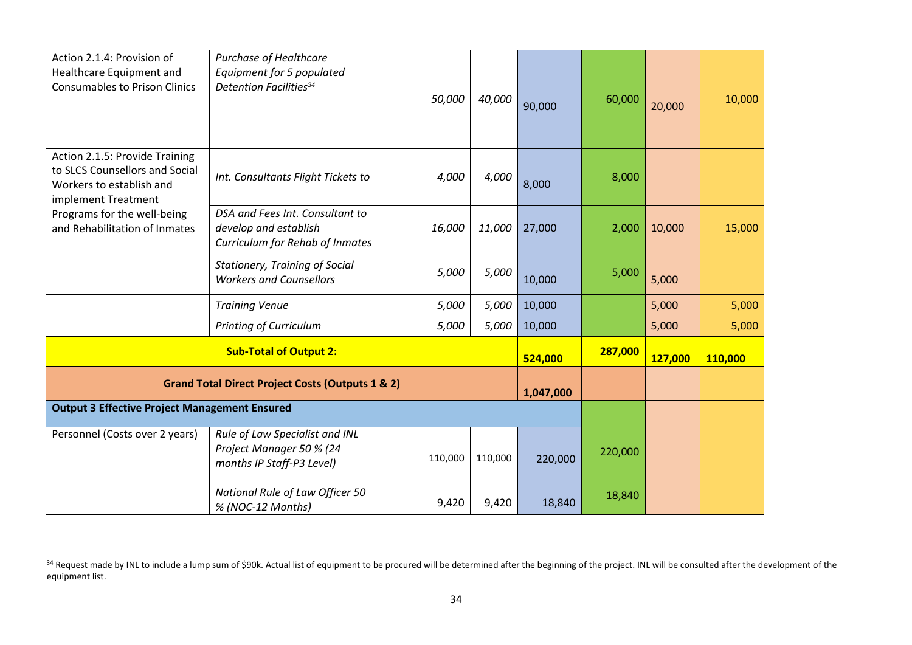| | | | | | | | | |
|---|---|---|---|---|---|---|---|---|
| Action 2.1.4: Provision of Healthcare Equipment and Consumables to Prison Clinics | *Purchase of Healthcare Equipment for 5 populated Detention Facilities*[34] | | *50,000* | *40,000* | 90,000 | 60,000 | 20,000 | 10,000 |
| Action 2.1.5: Provide Training to SLCS Counsellors and Social Workers to establish and implement Treatment Programs for the well-being and Rehabilitation of Inmates | *Int. Consultants Flight Tickets to* | | *4,000* | *4,000* | 8,000 | 8,000 | | |
| | *DSA and Fees Int. Consultant to develop and establish Curriculum for Rehab of Inmates* | | *16,000* | *11,000* | 27,000 | 2,000 | 10,000 | 15,000 |
| | *Stationery, Training of Social Workers and Counsellors* | | *5,000* | *5,000* | 10,000 | 5,000 | 5,000 | |
| | *Training Venue* | | *5,000* | *5,000* | 10,000 | | 5,000 | 5,000 |
| | *Printing of Curriculum* | | *5,000* | *5,000* | 10,000 | | 5,000 | 5,000 |
| **Sub-Total of Output 2:** | | | | | **524,000** | **287,000** | **127,000** | **110,000** |
| **Grand Total Direct Project Costs (Outputs 1 & 2)** | | | | | **1,047,000** | | | |
| **Output 3 Effective Project Management Ensured** | | | | | | | | |
| Personnel (Costs over 2 years) | *Rule of Law Specialist and INL Project Manager 50 % (24 months IP Staff-P3 Level)* | | 110,000 | 110,000 | 220,000 | 220,000 | | |
| | *National Rule of Law Officer 50 % (NOC-12 Months)* | | 9,420 | 9,420 | 18,840 | 18,840 | | |

[34] Request made by INL to include a lump sum of $90k. Actual list of equipment to be procured will be determined after the beginning of the project. INL will be consulted after the development of the equipment list.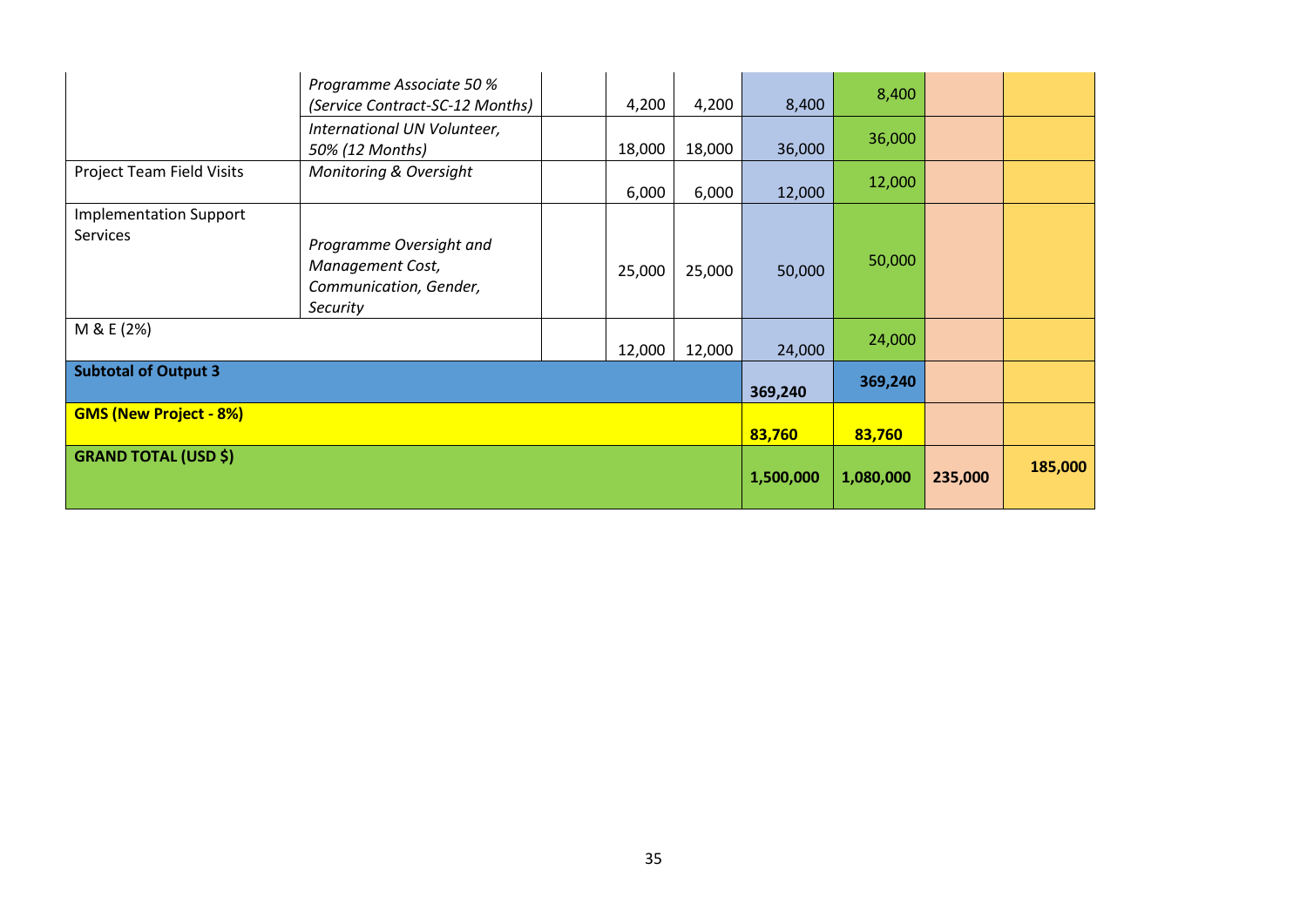| | | | | | | | | |
|---|---|---|---|---|---|---|---|---|
| | *Programme Associate 50 % (Service Contract-SC-12 Months)* | | 4,200 | 4,200 | 8,400 | 8,400 | | |
| | *International UN Volunteer, 50% (12 Months)* | | 18,000 | 18,000 | 36,000 | 36,000 | | |
| Project Team Field Visits | *Monitoring & Oversight* | | 6,000 | 6,000 | 12,000 | 12,000 | | |
| Implementation Support Services | *Programme Oversight and Management Cost, Communication, Gender, Security* | | 25,000 | 25,000 | 50,000 | 50,000 | | |
| M & E (2%) | | | 12,000 | 12,000 | 24,000 | 24,000 | | |
| **Subtotal of Output 3** | | | | | **369,240** | **369,240** | | |
| **GMS (New Project - 8%)** | | | | | **83,760** | **83,760** | | |
| **GRAND TOTAL (USD $)** | | | | | **1,500,000** | **1,080,000** | **235,000** | **185,000** |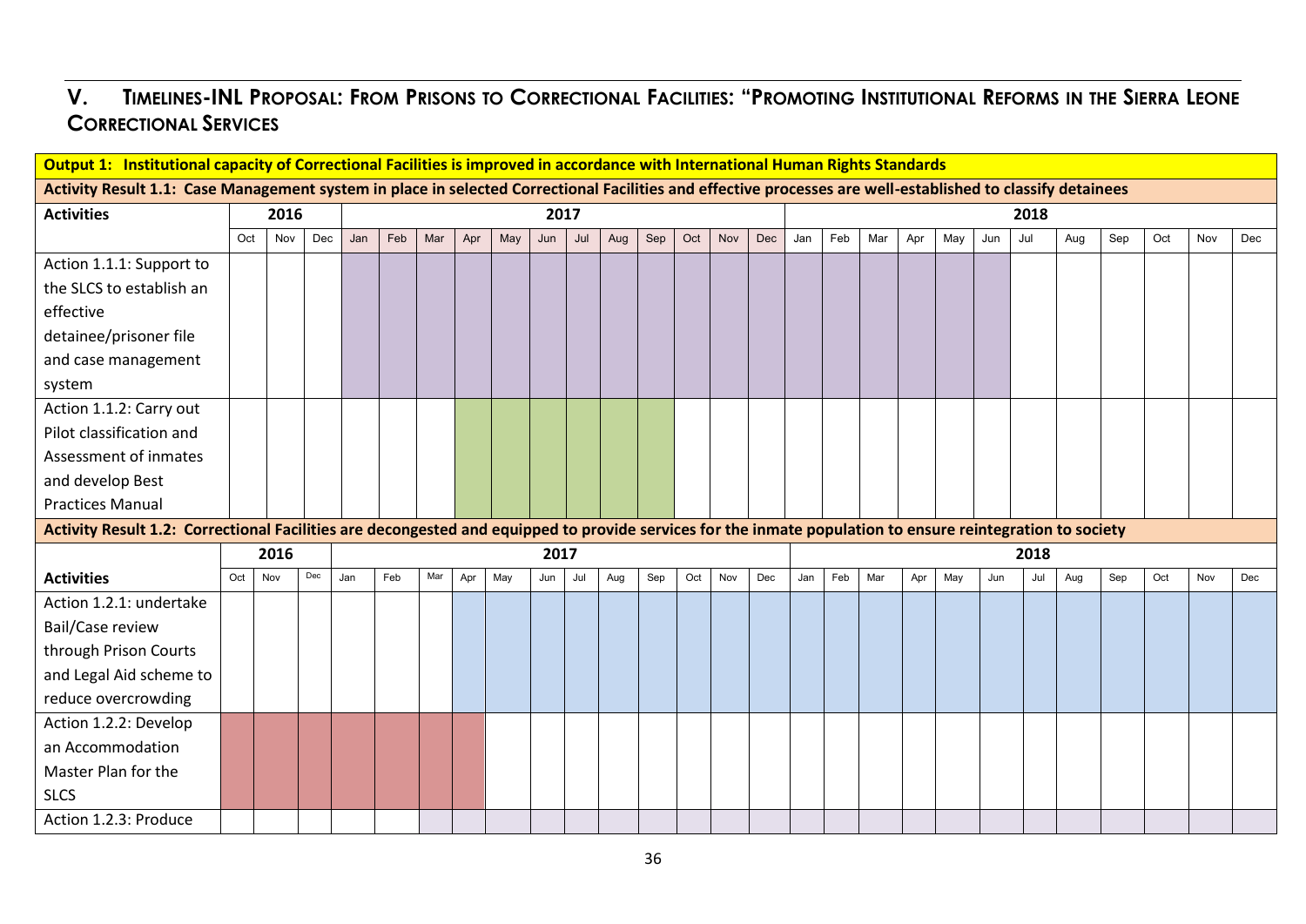## V. TIMELINES-INL PROPOSAL: FROM PRISONS TO CORRECTIONAL FACILITIES: "PROMOTING INSTITUTIONAL REFORMS IN THE SIERRA LEONE CORRECTIONAL SERVICES

**Output 1: Institutional capacity of Correctional Facilities is improved in accordance with International Human Rights Standards**

**Activity Result 1.1: Case Management system in place in selected Correctional Facilities and effective processes are well-established to classify detainees**

| Activities | 2016 | | | 2017 | | | | | | | | | | | | 2018 | | | | | | | | | | | |
|---|---|---|---|---|---|---|---|---|---|---|---|---|---|---|---|---|---|---|---|---|---|---|---|---|---|---|---|
| | Oct | Nov | Dec | Jan | Feb | Mar | Apr | May | Jun | Jul | Aug | Sep | Oct | Nov | Dec | Jan | Feb | Mar | Apr | May | Jun | Jul | Aug | Sep | Oct | Nov | Dec |
| Action 1.1.1: Support to the SLCS to establish an effective detainee/prisoner file and case management system | | | | X | X | X | X | X | X | X | X | X | X | X | X | X | X | X | X | X | X | | | | | | |
| Action 1.1.2: Carry out Pilot classification and Assessment of inmates and develop Best Practices Manual | | | | | | | X | X | X | X | X | X | | | | | | | | | | | | | | | |

**Activity Result 1.2: Correctional Facilities are decongested and equipped to provide services for the inmate population to ensure reintegration to society**

| Activities | 2016 | | | 2017 | | | | | | | | | | | | 2018 | | | | | | | | | | | |
|---|---|---|---|---|---|---|---|---|---|---|---|---|---|---|---|---|---|---|---|---|---|---|---|---|---|---|---|
| | Oct | Nov | Dec | Jan | Feb | Mar | Apr | May | Jun | Jul | Aug | Sep | Oct | Nov | Dec | Jan | Feb | Mar | Apr | May | Jun | Jul | Aug | Sep | Oct | Nov | Dec |
| Action 1.2.1: undertake Bail/Case review through Prison Courts and Legal Aid scheme to reduce overcrowding | | | | | | | X | X | X | X | X | X | X | X | X | X | X | X | X | X | X | X | X | X | X | X | X |
| Action 1.2.2: Develop an Accommodation Master Plan for the SLCS | X | X | X | X | X | X | X | | | | | | | | | | | | | | | | | | | | |
| Action 1.2.3: Produce | | | | | | X | X | X | X | X | X | X | X | X | X | X | X | X | X | X | X | X | X | X | X | X | X |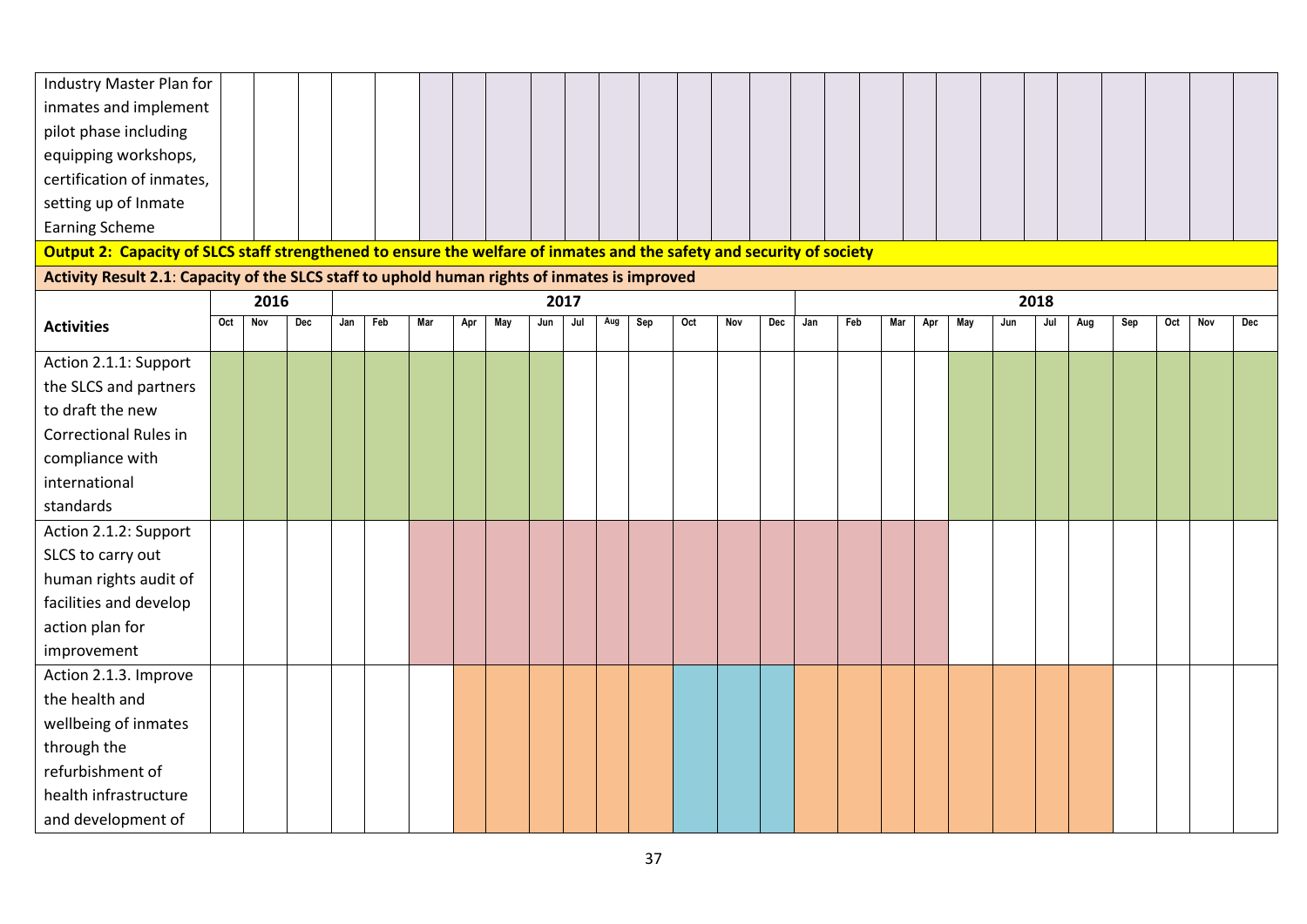| Industry Master Plan for inmates and implement pilot phase including equipping workshops, certification of inmates, setting up of Inmate Earning Scheme | | | | | | | | | | | | | | | | | | | | | | | | | | | | | | | |
|---|---|---|---|---|---|---|---|---|---|---|---|---|---|---|---|---|---|---|---|---|---|---|---|---|---|---|---|---|---|---|---|
| **Output 2: Capacity of SLCS staff strengthened to ensure the welfare of inmates and the safety and security of society** | | | | | | | | | | | | | | | | | | | | | | | | | | | | | | | |
| **Activity Result 2.1: Capacity of the SLCS staff to uphold human rights of inmates is improved** | | | | | | | | | | | | | | | | | | | | | | | | | | | | | | | |
| | **2016** | | | **2017** | | | | | | | | | | | | | **2018** | | | | | | | | | | | | | | |
| **Activities** | Oct | Nov | Dec | Jan | Feb | Mar | Apr | May | Jun | Jul | Aug | Sep | Oct | Nov | Dec | Jan | Feb | Mar | Apr | May | Jun | Jul | Aug | Sep | Oct | Nov | Dec | | | | |
| Action 2.1.1: Support the SLCS and partners to draft the new Correctional Rules in compliance with international standards | | | | | | | | | | | | | | | | | | | | | | | | | | | | | | | |
| Action 2.1.2: Support SLCS to carry out human rights audit of facilities and develop action plan for improvement | | | | | | | | | | | | | | | | | | | | | | | | | | | | | | | |
| Action 2.1.3. Improve the health and wellbeing of inmates through the refurbishment of health infrastructure and development of | | | | | | | | | | | | | | | | | | | | | | | | | | | | | | | |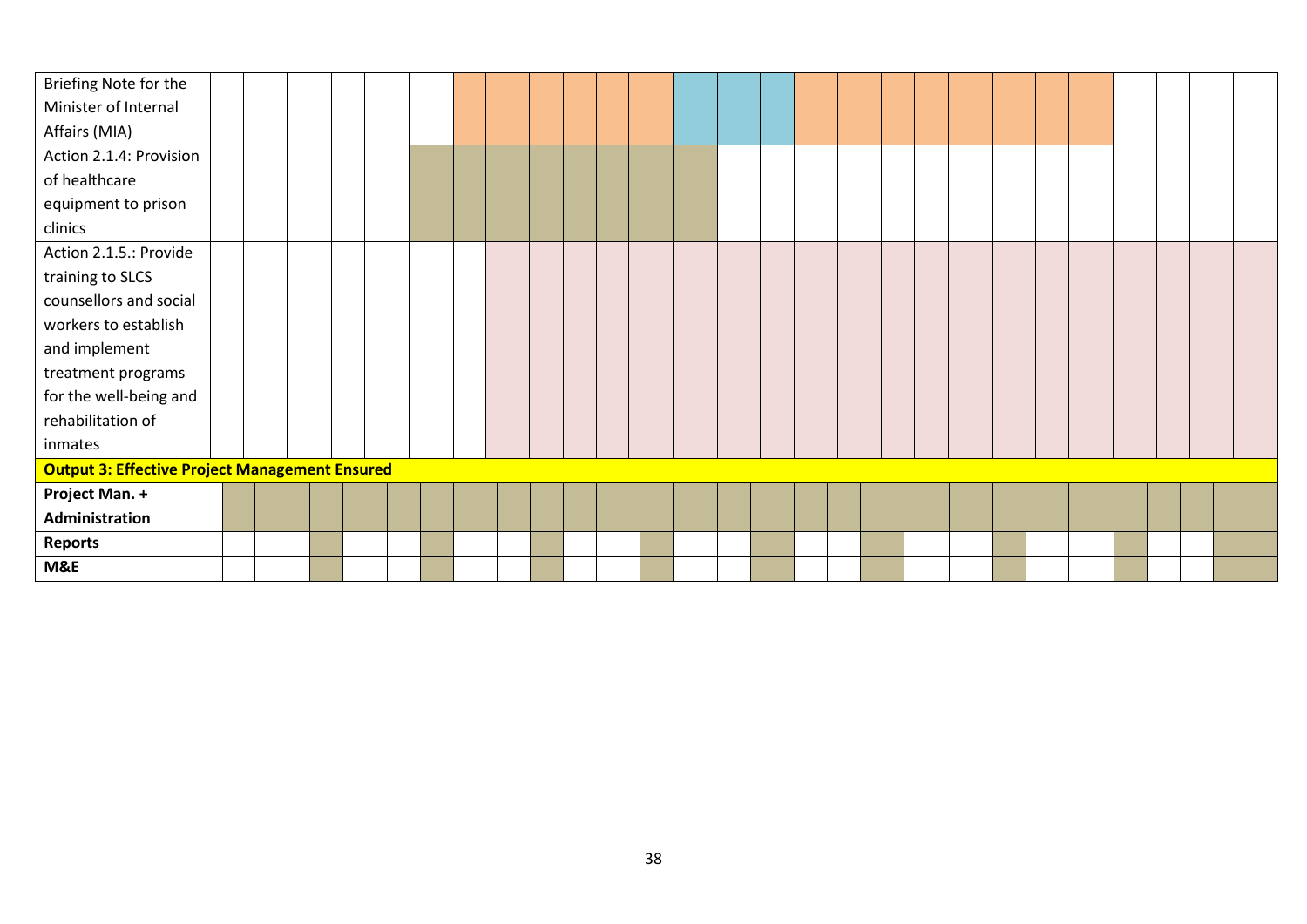| | | | | | | | | | | | | | | | | | | | | | | | | | | | | | | | | |
|---|---|---|---|---|---|---|---|---|---|---|---|---|---|---|---|---|---|---|---|---|---|---|---|---|---|---|---|---|---|---|---|---|
| Briefing Note for the Minister of Internal Affairs (MIA) | | | | | | | | | | | | | | | | | | | | | | | | | | | | | | | | |
| Action 2.1.4: Provision of healthcare equipment to prison clinics | | | | | | | | | | | | | | | | | | | | | | | | | | | | | | | | |
| Action 2.1.5.: Provide training to SLCS counsellors and social workers to establish and implement treatment programs for the well-being and rehabilitation of inmates | | | | | | | | | | | | | | | | | | | | | | | | | | | | | | | | |
| **Output 3: Effective Project Management Ensured** | | | | | | | | | | | | | | | | | | | | | | | | | | | | | | | | |
| **Project Man. + Administration** | | | | | | | | | | | | | | | | | | | | | | | | | | | | | | | | |
| **Reports** | | | | | | | | | | | | | | | | | | | | | | | | | | | | | | | | |
| **M&E** | | | | | | | | | | | | | | | | | | | | | | | | | | | | | | | | |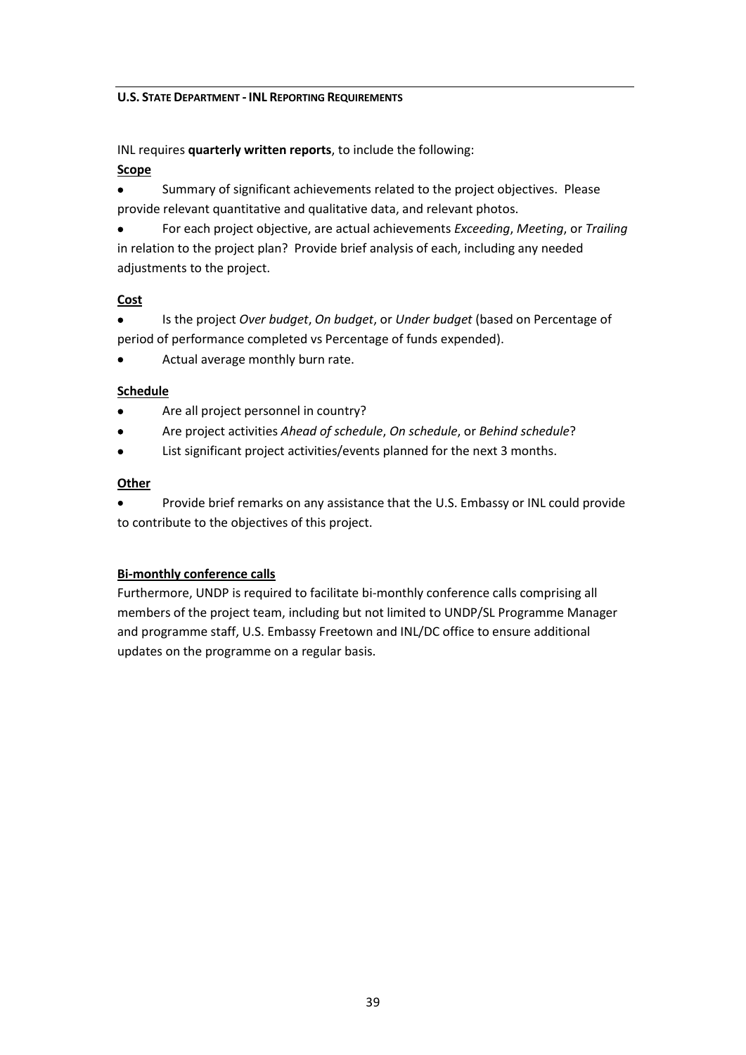**U.S. STATE DEPARTMENT - INL REPORTING REQUIREMENTS**

INL requires **quarterly written reports**, to include the following:

**Scope**

- Summary of significant achievements related to the project objectives. Please provide relevant quantitative and qualitative data, and relevant photos.
- For each project objective, are actual achievements *Exceeding*, *Meeting*, or *Trailing* in relation to the project plan? Provide brief analysis of each, including any needed adjustments to the project.

**Cost**

- Is the project *Over budget*, *On budget*, or *Under budget* (based on Percentage of period of performance completed vs Percentage of funds expended).
- Actual average monthly burn rate.

**Schedule**

- Are all project personnel in country?
- Are project activities *Ahead of schedule*, *On schedule*, or *Behind schedule*?
- List significant project activities/events planned for the next 3 months.

**Other**

- Provide brief remarks on any assistance that the U.S. Embassy or INL could provide to contribute to the objectives of this project.

**Bi-monthly conference calls**

Furthermore, UNDP is required to facilitate bi-monthly conference calls comprising all members of the project team, including but not limited to UNDP/SL Programme Manager and programme staff, U.S. Embassy Freetown and INL/DC office to ensure additional updates on the programme on a regular basis.